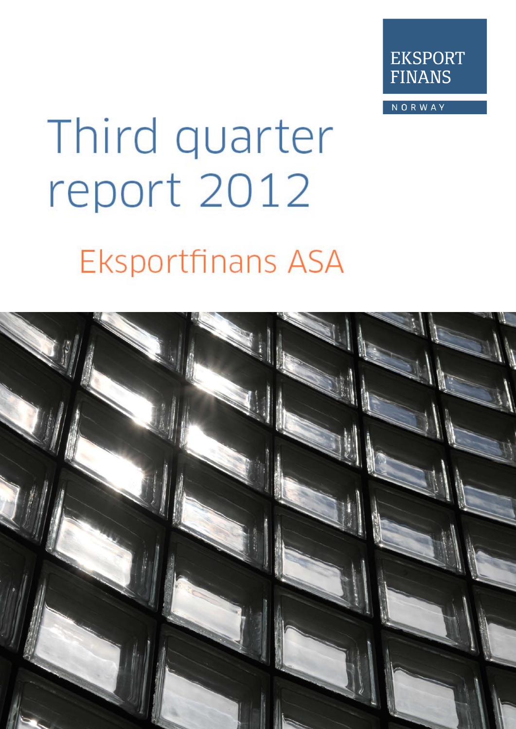EKSPORT FINANS

NORWAY

# Third quarter report 2012

## Eksportfinans ASA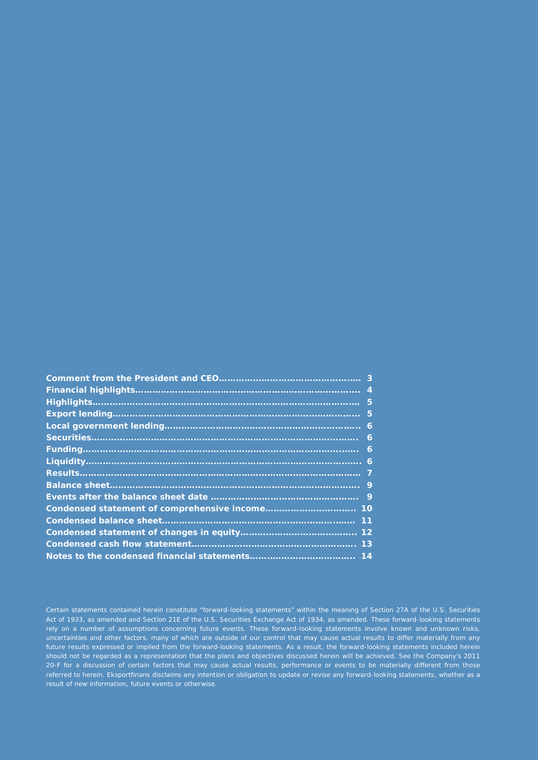| | |
|---|---|
| **Comment from the President and CEO** | **3** |
| **Financial highlights** | **4** |
| **Highlights** | **5** |
| **Export lending** | **5** |
| **Local government lending** | **6** |
| **Securities** | **6** |
| **Funding** | **6** |
| **Liquidity** | **6** |
| **Results** | **7** |
| **Balance sheet** | **9** |
| **Events after the balance sheet date** | **9** |
| **Condensed statement of comprehensive income** | **10** |
| **Condensed balance sheet** | **11** |
| **Condensed statement of changes in equity** | **12** |
| **Condensed cash flow statement** | **13** |
| **Notes to the condensed financial statements** | **14** |

Certain statements contained herein constitute "forward-looking statements" within the meaning of Section 27A of the U.S. Securities Act of 1933, as amended and Section 21E of the U.S. Securities Exchange Act of 1934, as amended. These forward-looking statements rely on a number of assumptions concerning future events. These forward-looking statements involve known and unknown risks, uncertainties and other factors, many of which are outside of our control that may cause actual results to differ materially from any future results expressed or implied from the forward-looking statements. As a result, the forward-looking statements included herein should not be regarded as a representation that the plans and objectives discussed herein will be achieved. See the Company's 2011 20-F for a discussion of certain factors that may cause actual results, performance or events to be materially different from those referred to herein. Eksportfinans disclaims any intention or obligation to update or revise any forward-looking statements, whether as a result of new information, future events or otherwise.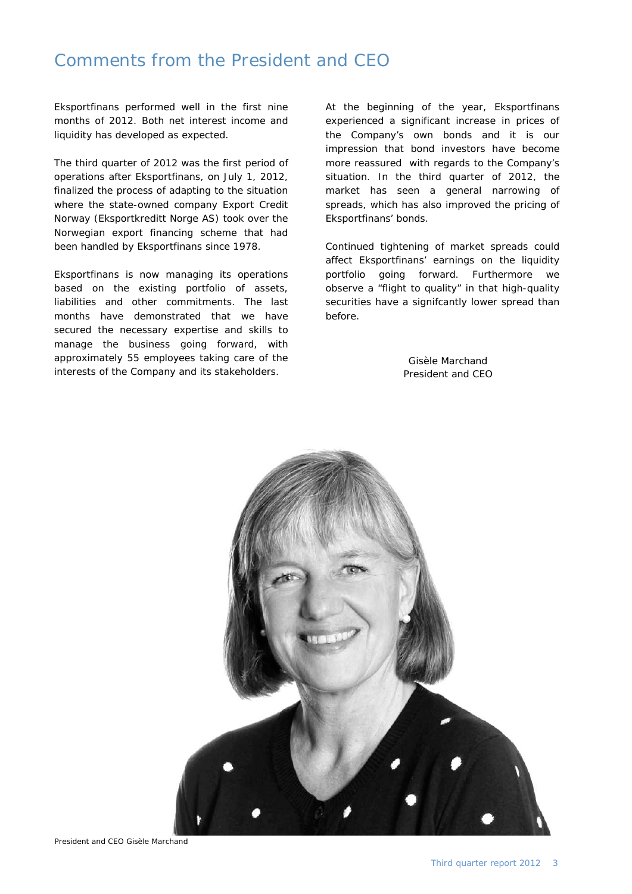# Comments from the President and CEO

Eksportfinans performed well in the first nine months of 2012. Both net interest income and liquidity has developed as expected.

The third quarter of 2012 was the first period of operations after Eksportfinans, on July 1, 2012, finalized the process of adapting to the situation where the state-owned company Export Credit Norway (Eksportkreditt Norge AS) took over the Norwegian export financing scheme that had been handled by Eksportfinans since 1978.

Eksportfinans is now managing its operations based on the existing portfolio of assets, liabilities and other commitments. The last months have demonstrated that we have secured the necessary expertise and skills to manage the business going forward, with approximately 55 employees taking care of the interests of the Company and its stakeholders.

At the beginning of the year, Eksportfinans experienced a significant increase in prices of the Company's own bonds and it is our impression that bond investors have become more reassured with regards to the Company's situation. In the third quarter of 2012, the market has seen a general narrowing of spreads, which has also improved the pricing of Eksportfinans' bonds.

Continued tightening of market spreads could affect Eksportfinans' earnings on the liquidity portfolio going forward. Furthermore we observe a "flight to quality" in that high-quality securities have a signifcantly lower spread than before.

Gisèle Marchand
President and CEO

President and CEO Gisèle Marchand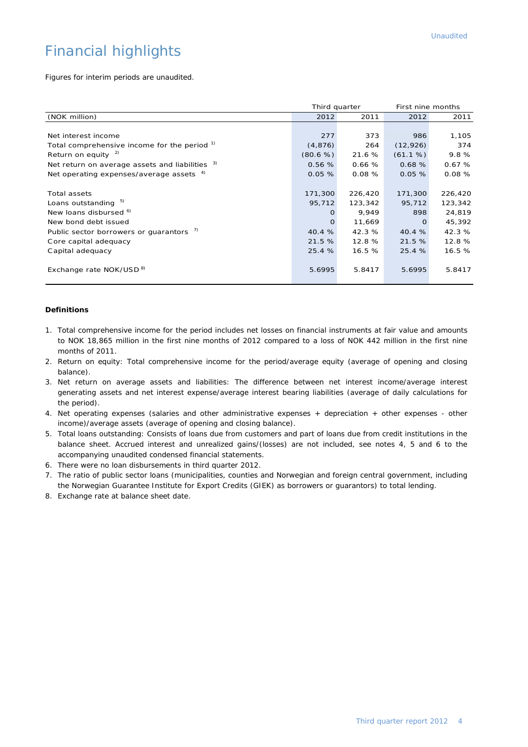Unaudited

# Financial highlights

Figures for interim periods are unaudited.

| (NOK million) | Third quarter | | First nine months | |
|---|---|---|---|---|
| | 2012 | 2011 | 2012 | 2011 |
| Net interest income | 277 | 373 | 986 | 1,105 |
| Total comprehensive income for the period [1] | (4,876) | 264 | (12,926) | 374 |
| Return on equity [2] | (80.6 %) | 21.6 % | (61.1 %) | 9.8 % |
| Net return on average assets and liabilities [3] | 0.56 % | 0.66 % | 0.68 % | 0.67 % |
| Net operating expenses/average assets [4] | 0.05 % | 0.08 % | 0.05 % | 0.08 % |
| Total assets | 171,300 | 226,420 | 171,300 | 226,420 |
| Loans outstanding [5] | 95,712 | 123,342 | 95,712 | 123,342 |
| New loans disbursed [6] | 0 | 9,949 | 898 | 24,819 |
| New bond debt issued | 0 | 11,669 | 0 | 45,392 |
| Public sector borrowers or guarantors [7] | 40.4 % | 42.3 % | 40.4 % | 42.3 % |
| Core capital adequacy | 21.5 % | 12.8 % | 21.5 % | 12.8 % |
| Capital adequacy | 25.4 % | 16.5 % | 25.4 % | 16.5 % |
| Exchange rate NOK/USD [8] | 5.6995 | 5.8417 | 5.6995 | 5.8417 |

**Definitions**

1. Total comprehensive income for the period includes net losses on financial instruments at fair value and amounts to NOK 18,865 million in the first nine months of 2012 compared to a loss of NOK 442 million in the first nine months of 2011.
2. Return on equity: Total comprehensive income for the period/average equity (average of opening and closing balance).
3. Net return on average assets and liabilities: The difference between net interest income/average interest generating assets and net interest expense/average interest bearing liabilities (average of daily calculations for the period).
4. Net operating expenses (salaries and other administrative expenses + depreciation + other expenses - other income)/average assets (average of opening and closing balance).
5. Total loans outstanding: Consists of loans due from customers and part of loans due from credit institutions in the balance sheet. Accrued interest and unrealized gains/(losses) are not included, see notes 4, 5 and 6 to the accompanying unaudited condensed financial statements.
6. There were no loan disbursements in third quarter 2012.
7. The ratio of public sector loans (municipalities, counties and Norwegian and foreign central government, including the Norwegian Guarantee Institute for Export Credits (GIEK) as borrowers or guarantors) to total lending.
8. Exchange rate at balance sheet date.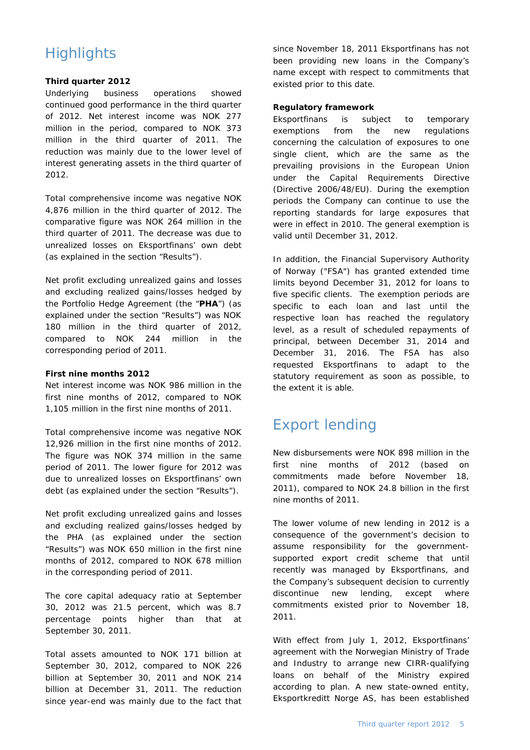# Highlights

### Third quarter 2012

Underlying business operations showed continued good performance in the third quarter of 2012. Net interest income was NOK 277 million in the period, compared to NOK 373 million in the third quarter of 2011. The reduction was mainly due to the lower level of interest generating assets in the third quarter of 2012.

Total comprehensive income was negative NOK 4,876 million in the third quarter of 2012. The comparative figure was NOK 264 million in the third quarter of 2011. The decrease was due to unrealized losses on Eksportfinans' own debt (as explained in the section "Results").

Net profit excluding unrealized gains and losses and excluding realized gains/losses hedged by the Portfolio Hedge Agreement (the "**PHA**") (as explained under the section "Results") was NOK 180 million in the third quarter of 2012, compared to NOK 244 million in the corresponding period of 2011.

### First nine months 2012

Net interest income was NOK 986 million in the first nine months of 2012, compared to NOK 1,105 million in the first nine months of 2011.

Total comprehensive income was negative NOK 12,926 million in the first nine months of 2012. The figure was NOK 374 million in the same period of 2011. The lower figure for 2012 was due to unrealized losses on Eksportfinans' own debt (as explained under the section "Results").

Net profit excluding unrealized gains and losses and excluding realized gains/losses hedged by the PHA (as explained under the section "Results") was NOK 650 million in the first nine months of 2012, compared to NOK 678 million in the corresponding period of 2011.

The core capital adequacy ratio at September 30, 2012 was 21.5 percent, which was 8.7 percentage points higher than that at September 30, 2011.

Total assets amounted to NOK 171 billion at September 30, 2012, compared to NOK 226 billion at September 30, 2011 and NOK 214 billion at December 31, 2011. The reduction since year-end was mainly due to the fact that since November 18, 2011 Eksportfinans has not been providing new loans in the Company's name except with respect to commitments that existed prior to this date.

### Regulatory framework

Eksportfinans is subject to temporary exemptions from the new regulations concerning the calculation of exposures to one single client, which are the same as the prevailing provisions in the European Union under the Capital Requirements Directive (Directive 2006/48/EU). During the exemption periods the Company can continue to use the reporting standards for large exposures that were in effect in 2010. The general exemption is valid until December 31, 2012.

In addition, the Financial Supervisory Authority of Norway ("FSA") has granted extended time limits beyond December 31, 2012 for loans to five specific clients. The exemption periods are specific to each loan and last until the respective loan has reached the regulatory level, as a result of scheduled repayments of principal, between December 31, 2014 and December 31, 2016. The FSA has also requested Eksportfinans to adapt to the statutory requirement as soon as possible, to the extent it is able.

# Export lending

New disbursements were NOK 898 million in the first nine months of 2012 (based on commitments made before November 18, 2011), compared to NOK 24.8 billion in the first nine months of 2011.

The lower volume of new lending in 2012 is a consequence of the government's decision to assume responsibility for the government-supported export credit scheme that until recently was managed by Eksportfinans, and the Company's subsequent decision to currently discontinue new lending, except where commitments existed prior to November 18, 2011.

With effect from July 1, 2012, Eksportfinans' agreement with the Norwegian Ministry of Trade and Industry to arrange new CIRR-qualifying loans on behalf of the Ministry expired according to plan. A new state-owned entity, Eksportkreditt Norge AS, has been established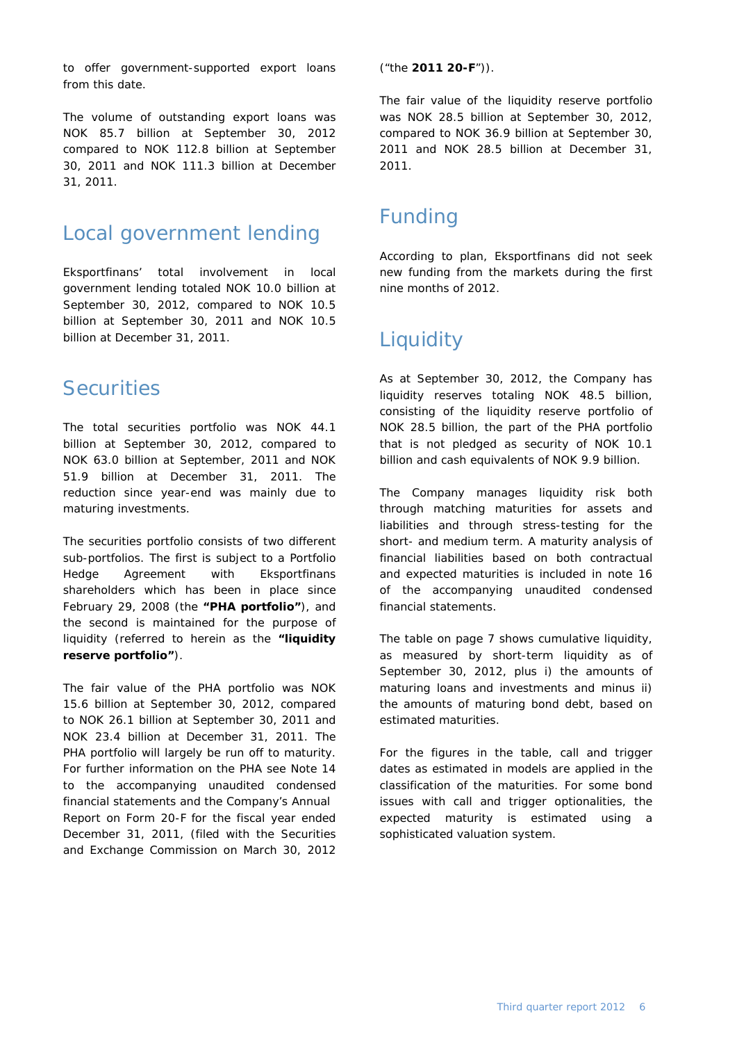to offer government-supported export loans from this date.

The volume of outstanding export loans was NOK 85.7 billion at September 30, 2012 compared to NOK 112.8 billion at September 30, 2011 and NOK 111.3 billion at December 31, 2011.

## Local government lending

Eksportfinans' total involvement in local government lending totaled NOK 10.0 billion at September 30, 2012, compared to NOK 10.5 billion at September 30, 2011 and NOK 10.5 billion at December 31, 2011.

## Securities

The total securities portfolio was NOK 44.1 billion at September 30, 2012, compared to NOK 63.0 billion at September, 2011 and NOK 51.9 billion at December 31, 2011. The reduction since year-end was mainly due to maturing investments.

The securities portfolio consists of two different sub-portfolios. The first is subject to a Portfolio Hedge Agreement with Eksportfinans shareholders which has been in place since February 29, 2008 (the **"PHA portfolio"**), and the second is maintained for the purpose of liquidity (referred to herein as the **"liquidity reserve portfolio"**).

The fair value of the PHA portfolio was NOK 15.6 billion at September 30, 2012, compared to NOK 26.1 billion at September 30, 2011 and NOK 23.4 billion at December 31, 2011. The PHA portfolio will largely be run off to maturity. For further information on the PHA see Note 14 to the accompanying unaudited condensed financial statements and the Company's Annual Report on Form 20-F for the fiscal year ended December 31, 2011, (filed with the Securities and Exchange Commission on March 30, 2012 ("the **2011 20-F**")).

The fair value of the liquidity reserve portfolio was NOK 28.5 billion at September 30, 2012, compared to NOK 36.9 billion at September 30, 2011 and NOK 28.5 billion at December 31, 2011.

## Funding

According to plan, Eksportfinans did not seek new funding from the markets during the first nine months of 2012.

## Liquidity

As at September 30, 2012, the Company has liquidity reserves totaling NOK 48.5 billion, consisting of the liquidity reserve portfolio of NOK 28.5 billion, the part of the PHA portfolio that is not pledged as security of NOK 10.1 billion and cash equivalents of NOK 9.9 billion.

The Company manages liquidity risk both through matching maturities for assets and liabilities and through stress-testing for the short- and medium term. A maturity analysis of financial liabilities based on both contractual and expected maturities is included in note 16 of the accompanying unaudited condensed financial statements.

The table on page 7 shows cumulative liquidity, as measured by short-term liquidity as of September 30, 2012, plus i) the amounts of maturing loans and investments and minus ii) the amounts of maturing bond debt, based on estimated maturities.

For the figures in the table, call and trigger dates as estimated in models are applied in the classification of the maturities. For some bond issues with call and trigger optionalities, the expected maturity is estimated using a sophisticated valuation system.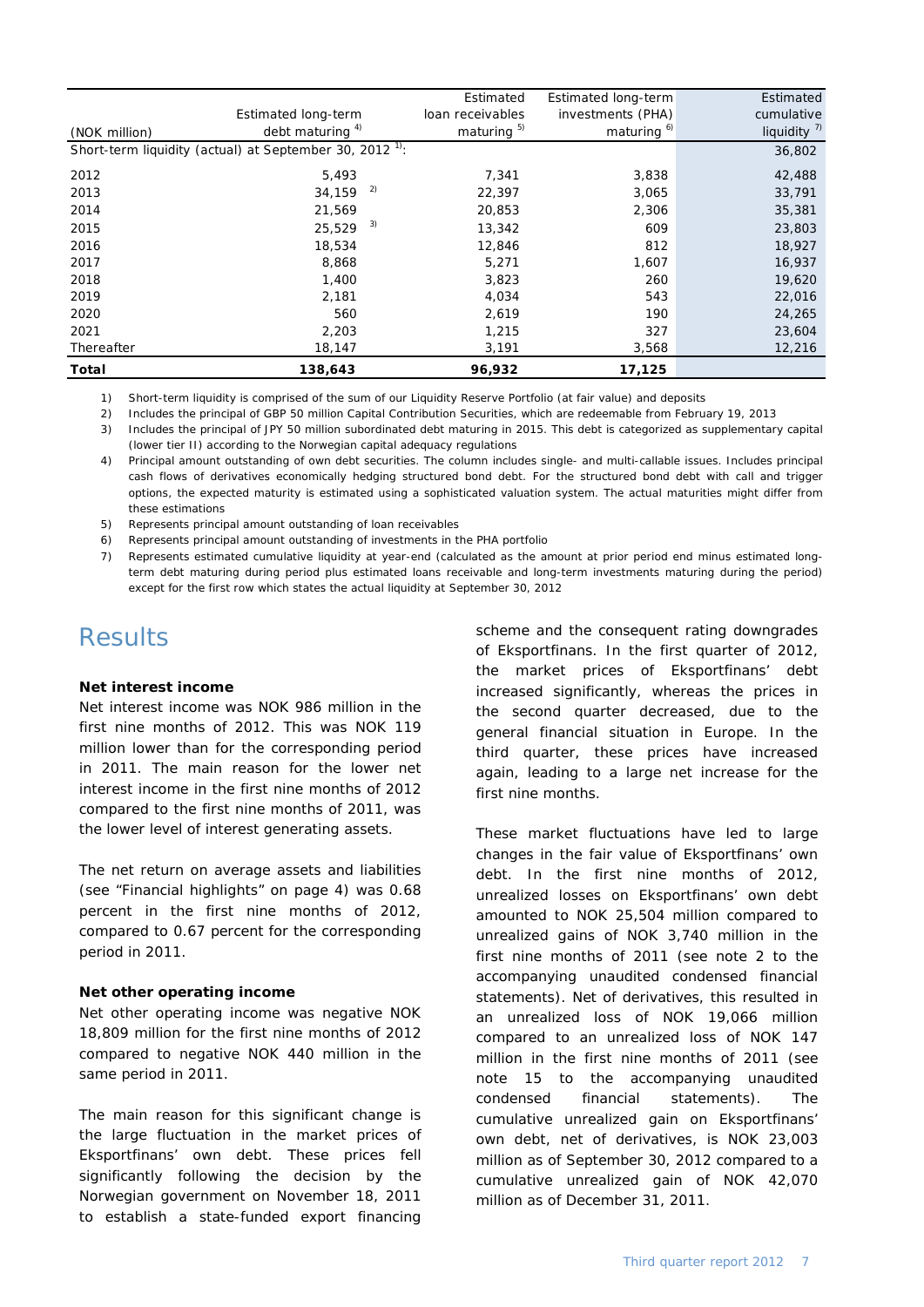| (NOK million) | Estimated long-term debt maturing [4] | Estimated loan receivables maturing [5] | Estimated long-term investments (PHA) maturing [6] | Estimated cumulative liquidity [7] |
|---|---|---|---|---|
| Short-term liquidity (actual) at September 30, 2012 [1]: | | | | 36,802 |
| 2012 | 5,493 | 7,341 | 3,838 | 42,488 |
| 2013 | 34,159 [2] | 22,397 | 3,065 | 33,791 |
| 2014 | 21,569 | 20,853 | 2,306 | 35,381 |
| 2015 | 25,529 [3] | 13,342 | 609 | 23,803 |
| 2016 | 18,534 | 12,846 | 812 | 18,927 |
| 2017 | 8,868 | 5,271 | 1,607 | 16,937 |
| 2018 | 1,400 | 3,823 | 260 | 19,620 |
| 2019 | 2,181 | 4,034 | 543 | 22,016 |
| 2020 | 560 | 2,619 | 190 | 24,265 |
| 2021 | 2,203 | 1,215 | 327 | 23,604 |
| Thereafter | 18,147 | 3,191 | 3,568 | 12,216 |
| **Total** | **138,643** | **96,932** | **17,125** | |

1) Short-term liquidity is comprised of the sum of our Liquidity Reserve Portfolio (at fair value) and deposits
2) Includes the principal of GBP 50 million Capital Contribution Securities, which are redeemable from February 19, 2013
3) Includes the principal of JPY 50 million subordinated debt maturing in 2015. This debt is categorized as supplementary capital (lower tier II) according to the Norwegian capital adequacy regulations
4) Principal amount outstanding of own debt securities. The column includes single- and multi-callable issues. Includes principal cash flows of derivatives economically hedging structured bond debt. For the structured bond debt with call and trigger options, the expected maturity is estimated using a sophisticated valuation system. The actual maturities might differ from these estimations
5) Represents principal amount outstanding of loan receivables
6) Represents principal amount outstanding of investments in the PHA portfolio
7) Represents estimated cumulative liquidity at year-end (calculated as the amount at prior period end minus estimated long-term debt maturing during period plus estimated loans receivable and long-term investments maturing during the period) except for the first row which states the actual liquidity at September 30, 2012

# Results

**Net interest income**

Net interest income was NOK 986 million in the first nine months of 2012. This was NOK 119 million lower than for the corresponding period in 2011. The main reason for the lower net interest income in the first nine months of 2012 compared to the first nine months of 2011, was the lower level of interest generating assets.

The net return on average assets and liabilities (see "Financial highlights" on page 4) was 0.68 percent in the first nine months of 2012, compared to 0.67 percent for the corresponding period in 2011.

**Net other operating income**

Net other operating income was negative NOK 18,809 million for the first nine months of 2012 compared to negative NOK 440 million in the same period in 2011.

The main reason for this significant change is the large fluctuation in the market prices of Eksportfinans' own debt. These prices fell significantly following the decision by the Norwegian government on November 18, 2011 to establish a state-funded export financing scheme and the consequent rating downgrades of Eksportfinans. In the first quarter of 2012, the market prices of Eksportfinans' debt increased significantly, whereas the prices in the second quarter decreased, due to the general financial situation in Europe. In the third quarter, these prices have increased again, leading to a large net increase for the first nine months.

These market fluctuations have led to large changes in the fair value of Eksportfinans' own debt. In the first nine months of 2012, unrealized losses on Eksportfinans' own debt amounted to NOK 25,504 million compared to unrealized gains of NOK 3,740 million in the first nine months of 2011 (see note 2 to the accompanying unaudited condensed financial statements). Net of derivatives, this resulted in an unrealized loss of NOK 19,066 million compared to an unrealized loss of NOK 147 million in the first nine months of 2011 (see note 15 to the accompanying unaudited condensed financial statements). The cumulative unrealized gain on Eksportfinans' own debt, net of derivatives, is NOK 23,003 million as of September 30, 2012 compared to a cumulative unrealized gain of NOK 42,070 million as of December 31, 2011.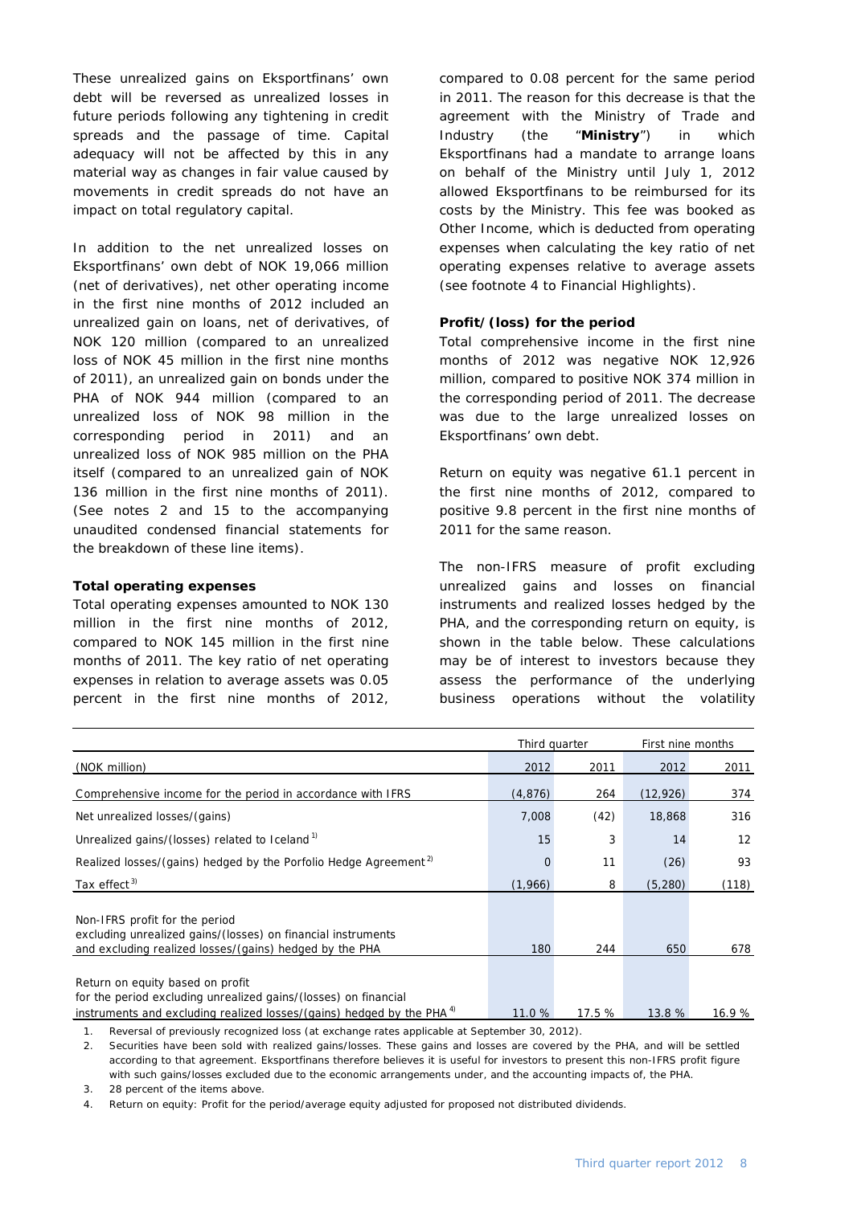These unrealized gains on Eksportfinans' own debt will be reversed as unrealized losses in future periods following any tightening in credit spreads and the passage of time. Capital adequacy will not be affected by this in any material way as changes in fair value caused by movements in credit spreads do not have an impact on total regulatory capital.

In addition to the net unrealized losses on Eksportfinans' own debt of NOK 19,066 million (net of derivatives), net other operating income in the first nine months of 2012 included an unrealized gain on loans, net of derivatives, of NOK 120 million (compared to an unrealized loss of NOK 45 million in the first nine months of 2011), an unrealized gain on bonds under the PHA of NOK 944 million (compared to an unrealized loss of NOK 98 million in the corresponding period in 2011) and an unrealized loss of NOK 985 million on the PHA itself (compared to an unrealized gain of NOK 136 million in the first nine months of 2011). (See notes 2 and 15 to the accompanying unaudited condensed financial statements for the breakdown of these line items).

**Total operating expenses**

Total operating expenses amounted to NOK 130 million in the first nine months of 2012, compared to NOK 145 million in the first nine months of 2011. The key ratio of net operating expenses in relation to average assets was 0.05 percent in the first nine months of 2012, compared to 0.08 percent for the same period in 2011. The reason for this decrease is that the agreement with the Ministry of Trade and Industry (the "**Ministry**") in which Eksportfinans had a mandate to arrange loans on behalf of the Ministry until July 1, 2012 allowed Eksportfinans to be reimbursed for its costs by the Ministry. This fee was booked as Other Income, which is deducted from operating expenses when calculating the key ratio of net operating expenses relative to average assets (see footnote 4 to Financial Highlights).

**Profit/(loss) for the period**

Total comprehensive income in the first nine months of 2012 was negative NOK 12,926 million, compared to positive NOK 374 million in the corresponding period of 2011. The decrease was due to the large unrealized losses on Eksportfinans' own debt.

Return on equity was negative 61.1 percent in the first nine months of 2012, compared to positive 9.8 percent in the first nine months of 2011 for the same reason.

The non-IFRS measure of profit excluding unrealized gains and losses on financial instruments and realized losses hedged by the PHA, and the corresponding return on equity, is shown in the table below. These calculations may be of interest to investors because they assess the performance of the underlying business operations without the volatility

| | Third quarter | | First nine months | |
|---|---|---|---|---|
| (NOK million) | 2012 | 2011 | 2012 | 2011 |
| Comprehensive income for the period in accordance with IFRS | (4,876) | 264 | (12,926) | 374 |
| Net unrealized losses/(gains) | 7,008 | (42) | 18,868 | 316 |
| Unrealized gains/(losses) related to Iceland [1] | 15 | 3 | 14 | 12 |
| Realized losses/(gains) hedged by the Porfolio Hedge Agreement [2] | 0 | 11 | (26) | 93 |
| Tax effect [3] | (1,966) | 8 | (5,280) | (118) |
| Non-IFRS profit for the period excluding unrealized gains/(losses) on financial instruments and excluding realized losses/(gains) hedged by the PHA | 180 | 244 | 650 | 678 |
| Return on equity based on profit for the period excluding unrealized gains/(losses) on financial instruments and excluding realized losses/(gains) hedged by the PHA [4] | 11.0 % | 17.5 % | 13.8 % | 16.9 % |

1. Reversal of previously recognized loss (at exchange rates applicable at September 30, 2012).
2. Securities have been sold with realized gains/losses. These gains and losses are covered by the PHA, and will be settled according to that agreement. Eksportfinans therefore believes it is useful for investors to present this non-IFRS profit figure with such gains/losses excluded due to the economic arrangements under, and the accounting impacts of, the PHA.
3. 28 percent of the items above.
4. Return on equity: Profit for the period/average equity adjusted for proposed not distributed dividends.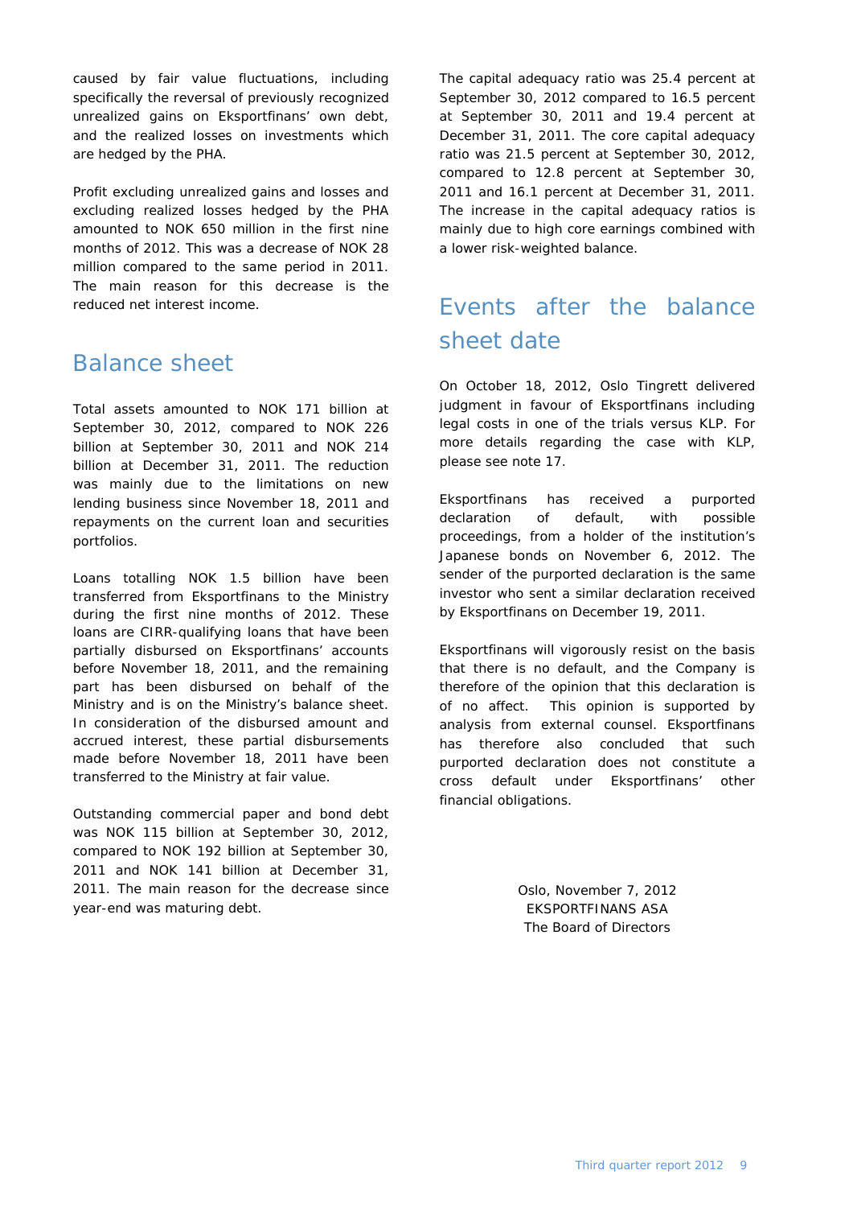caused by fair value fluctuations, including specifically the reversal of previously recognized unrealized gains on Eksportfinans' own debt, and the realized losses on investments which are hedged by the PHA.

Profit excluding unrealized gains and losses and excluding realized losses hedged by the PHA amounted to NOK 650 million in the first nine months of 2012. This was a decrease of NOK 28 million compared to the same period in 2011. The main reason for this decrease is the reduced net interest income.

## Balance sheet

Total assets amounted to NOK 171 billion at September 30, 2012, compared to NOK 226 billion at September 30, 2011 and NOK 214 billion at December 31, 2011. The reduction was mainly due to the limitations on new lending business since November 18, 2011 and repayments on the current loan and securities portfolios.

Loans totalling NOK 1.5 billion have been transferred from Eksportfinans to the Ministry during the first nine months of 2012. These loans are CIRR-qualifying loans that have been partially disbursed on Eksportfinans' accounts before November 18, 2011, and the remaining part has been disbursed on behalf of the Ministry and is on the Ministry's balance sheet. In consideration of the disbursed amount and accrued interest, these partial disbursements made before November 18, 2011 have been transferred to the Ministry at fair value.

Outstanding commercial paper and bond debt was NOK 115 billion at September 30, 2012, compared to NOK 192 billion at September 30, 2011 and NOK 141 billion at December 31, 2011. The main reason for the decrease since year-end was maturing debt.

The capital adequacy ratio was 25.4 percent at September 30, 2012 compared to 16.5 percent at September 30, 2011 and 19.4 percent at December 31, 2011. The core capital adequacy ratio was 21.5 percent at September 30, 2012, compared to 12.8 percent at September 30, 2011 and 16.1 percent at December 31, 2011. The increase in the capital adequacy ratios is mainly due to high core earnings combined with a lower risk-weighted balance.

## Events after the balance sheet date

On October 18, 2012, Oslo Tingrett delivered judgment in favour of Eksportfinans including legal costs in one of the trials versus KLP. For more details regarding the case with KLP, please see note 17.

Eksportfinans has received a purported declaration of default, with possible proceedings, from a holder of the institution's Japanese bonds on November 6, 2012. The sender of the purported declaration is the same investor who sent a similar declaration received by Eksportfinans on December 19, 2011.

Eksportfinans will vigorously resist on the basis that there is no default, and the Company is therefore of the opinion that this declaration is of no affect. This opinion is supported by analysis from external counsel. Eksportfinans has therefore also concluded that such purported declaration does not constitute a cross default under Eksportfinans' other financial obligations.

Oslo, November 7, 2012
EKSPORTFINANS ASA
The Board of Directors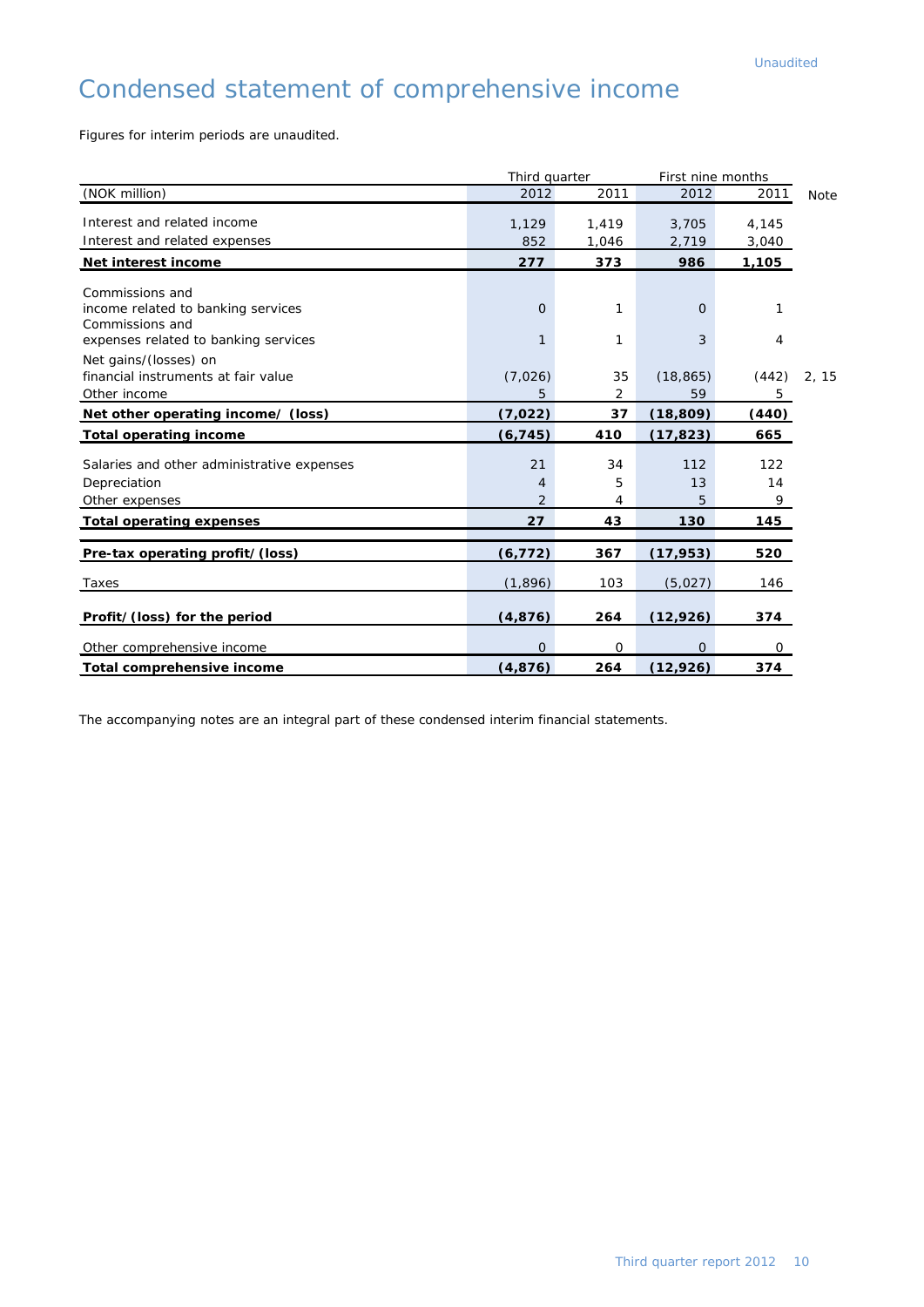Unaudited

# Condensed statement of comprehensive income

Figures for interim periods are unaudited.

| | Third quarter | | First nine months | | |
|---|---|---|---|---|---|
| (NOK million) | 2012 | 2011 | 2012 | 2011 | Note |
| Interest and related income | 1,129 | 1,419 | 3,705 | 4,145 | |
| Interest and related expenses | 852 | 1,046 | 2,719 | 3,040 | |
| **Net interest income** | **277** | **373** | **986** | **1,105** | |
| Commissions and income related to banking services | 0 | 1 | 0 | 1 | |
| Commissions and expenses related to banking services | 1 | 1 | 3 | 4 | |
| Net gains/(losses) on financial instruments at fair value | (7,026) | 35 | (18,865) | (442) | 2, 15 |
| Other income | 5 | 2 | 59 | 5 | |
| **Net other operating income/ (loss)** | **(7,022)** | **37** | **(18,809)** | **(440)** | |
| **Total operating income** | **(6,745)** | **410** | **(17,823)** | **665** | |
| Salaries and other administrative expenses | 21 | 34 | 112 | 122 | |
| Depreciation | 4 | 5 | 13 | 14 | |
| Other expenses | 2 | 4 | 5 | 9 | |
| **Total operating expenses** | **27** | **43** | **130** | **145** | |
| **Pre-tax operating profit/(loss)** | **(6,772)** | **367** | **(17,953)** | **520** | |
| Taxes | (1,896) | 103 | (5,027) | 146 | |
| **Profit/(loss) for the period** | **(4,876)** | **264** | **(12,926)** | **374** | |
| Other comprehensive income | 0 | 0 | 0 | 0 | |
| **Total comprehensive income** | **(4,876)** | **264** | **(12,926)** | **374** | |

The accompanying notes are an integral part of these condensed interim financial statements.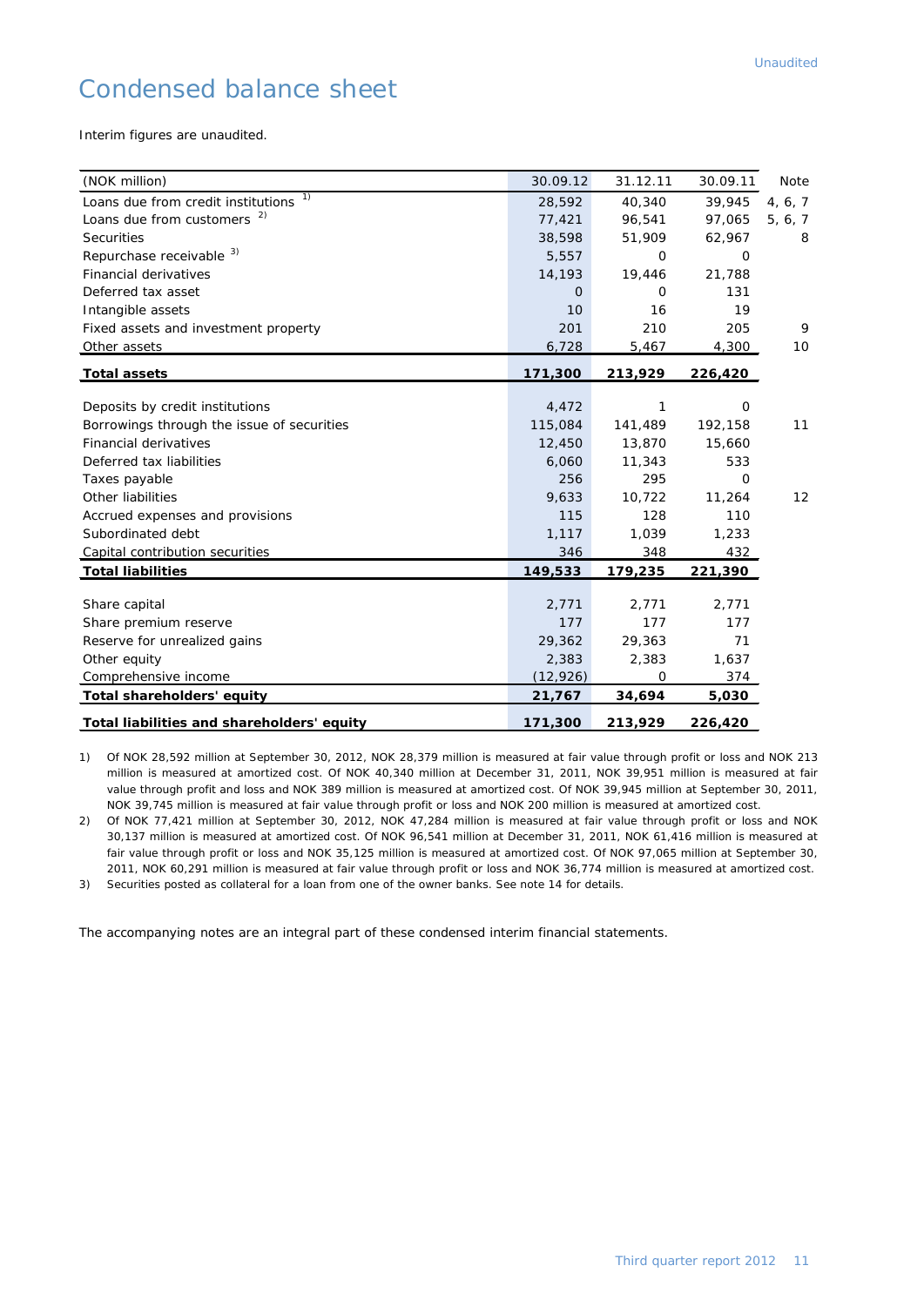# Condensed balance sheet

Interim figures are unaudited.

| (NOK million) | 30.09.12 | 31.12.11 | 30.09.11 | Note |
|---|---|---|---|---|
| Loans due from credit institutions [1)] | 28,592 | 40,340 | 39,945 | 4, 6, 7 |
| Loans due from customers [2)] | 77,421 | 96,541 | 97,065 | 5, 6, 7 |
| Securities | 38,598 | 51,909 | 62,967 | 8 |
| Repurchase receivable [3)] | 5,557 | 0 | 0 | |
| Financial derivatives | 14,193 | 19,446 | 21,788 | |
| Deferred tax asset | 0 | 0 | 131 | |
| Intangible assets | 10 | 16 | 19 | |
| Fixed assets and investment property | 201 | 210 | 205 | 9 |
| Other assets | 6,728 | 5,467 | 4,300 | 10 |
| **Total assets** | **171,300** | **213,929** | **226,420** | |
| | | | | |
| Deposits by credit institutions | 4,472 | 1 | 0 | |
| Borrowings through the issue of securities | 115,084 | 141,489 | 192,158 | 11 |
| Financial derivatives | 12,450 | 13,870 | 15,660 | |
| Deferred tax liabilities | 6,060 | 11,343 | 533 | |
| Taxes payable | 256 | 295 | 0 | |
| Other liabilities | 9,633 | 10,722 | 11,264 | 12 |
| Accrued expenses and provisions | 115 | 128 | 110 | |
| Subordinated debt | 1,117 | 1,039 | 1,233 | |
| Capital contribution securities | 346 | 348 | 432 | |
| **Total liabilities** | **149,533** | **179,235** | **221,390** | |
| | | | | |
| Share capital | 2,771 | 2,771 | 2,771 | |
| Share premium reserve | 177 | 177 | 177 | |
| Reserve for unrealized gains | 29,362 | 29,363 | 71 | |
| Other equity | 2,383 | 2,383 | 1,637 | |
| Comprehensive income | (12,926) | 0 | 374 | |
| **Total shareholders' equity** | **21,767** | **34,694** | **5,030** | |
| **Total liabilities and shareholders' equity** | **171,300** | **213,929** | **226,420** | |

1) Of NOK 28,592 million at September 30, 2012, NOK 28,379 million is measured at fair value through profit or loss and NOK 213 million is measured at amortized cost. Of NOK 40,340 million at December 31, 2011, NOK 39,951 million is measured at fair value through profit and loss and NOK 389 million is measured at amortized cost. Of NOK 39,945 million at September 30, 2011, NOK 39,745 million is measured at fair value through profit or loss and NOK 200 million is measured at amortized cost.

2) Of NOK 77,421 million at September 30, 2012, NOK 47,284 million is measured at fair value through profit or loss and NOK 30,137 million is measured at amortized cost. Of NOK 96,541 million at December 31, 2011, NOK 61,416 million is measured at fair value through profit or loss and NOK 35,125 million is measured at amortized cost. Of NOK 97,065 million at September 30, 2011, NOK 60,291 million is measured at fair value through profit or loss and NOK 36,774 million is measured at amortized cost.

3) Securities posted as collateral for a loan from one of the owner banks. See note 14 for details.

The accompanying notes are an integral part of these condensed interim financial statements.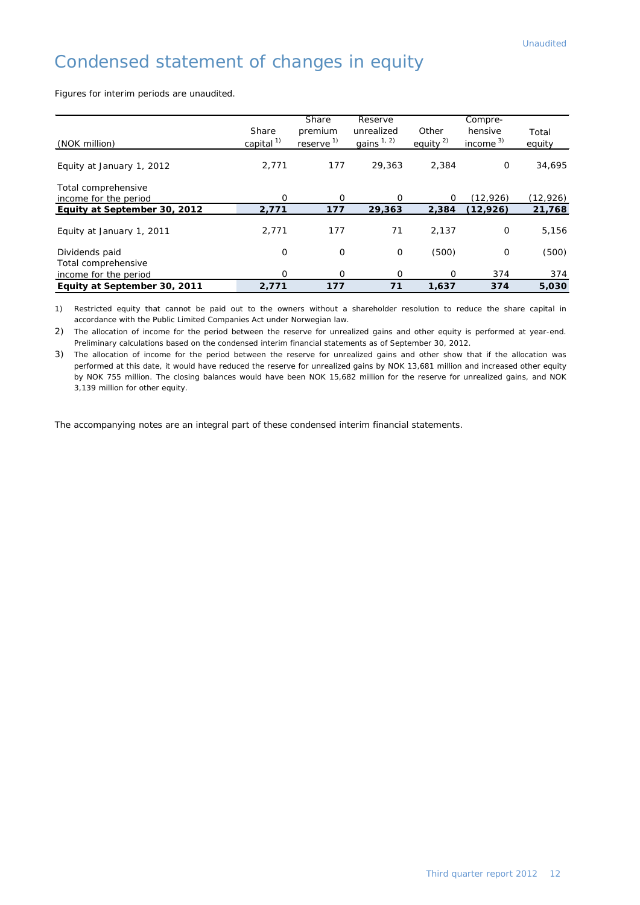Unaudited

# Condensed statement of changes in equity

Figures for interim periods are unaudited.

| (NOK million) | Share capital [1] | Share premium reserve [1] | Reserve unrealized gains [1, 2] | Other equity [2] | Compre-hensive income [3] | Total equity |
|---|---|---|---|---|---|---|
| Equity at January 1, 2012 | 2,771 | 177 | 29,363 | 2,384 | 0 | 34,695 |
| Total comprehensive income for the period | 0 | 0 | 0 | 0 | (12,926) | (12,926) |
| **Equity at September 30, 2012** | **2,771** | **177** | **29,363** | **2,384** | **(12,926)** | **21,768** |
| Equity at January 1, 2011 | 2,771 | 177 | 71 | 2,137 | 0 | 5,156 |
| Dividends paid | 0 | 0 | 0 | (500) | 0 | (500) |
| Total comprehensive income for the period | 0 | 0 | 0 | 0 | 374 | 374 |
| **Equity at September 30, 2011** | **2,771** | **177** | **71** | **1,637** | **374** | **5,030** |

1) Restricted equity that cannot be paid out to the owners without a shareholder resolution to reduce the share capital in accordance with the Public Limited Companies Act under Norwegian law.

2) The allocation of income for the period between the reserve for unrealized gains and other equity is performed at year-end. Preliminary calculations based on the condensed interim financial statements as of September 30, 2012.

3) The allocation of income for the period between the reserve for unrealized gains and other show that if the allocation was performed at this date, it would have reduced the reserve for unrealized gains by NOK 13,681 million and increased other equity by NOK 755 million. The closing balances would have been NOK 15,682 million for the reserve for unrealized gains, and NOK 3,139 million for other equity.

The accompanying notes are an integral part of these condensed interim financial statements.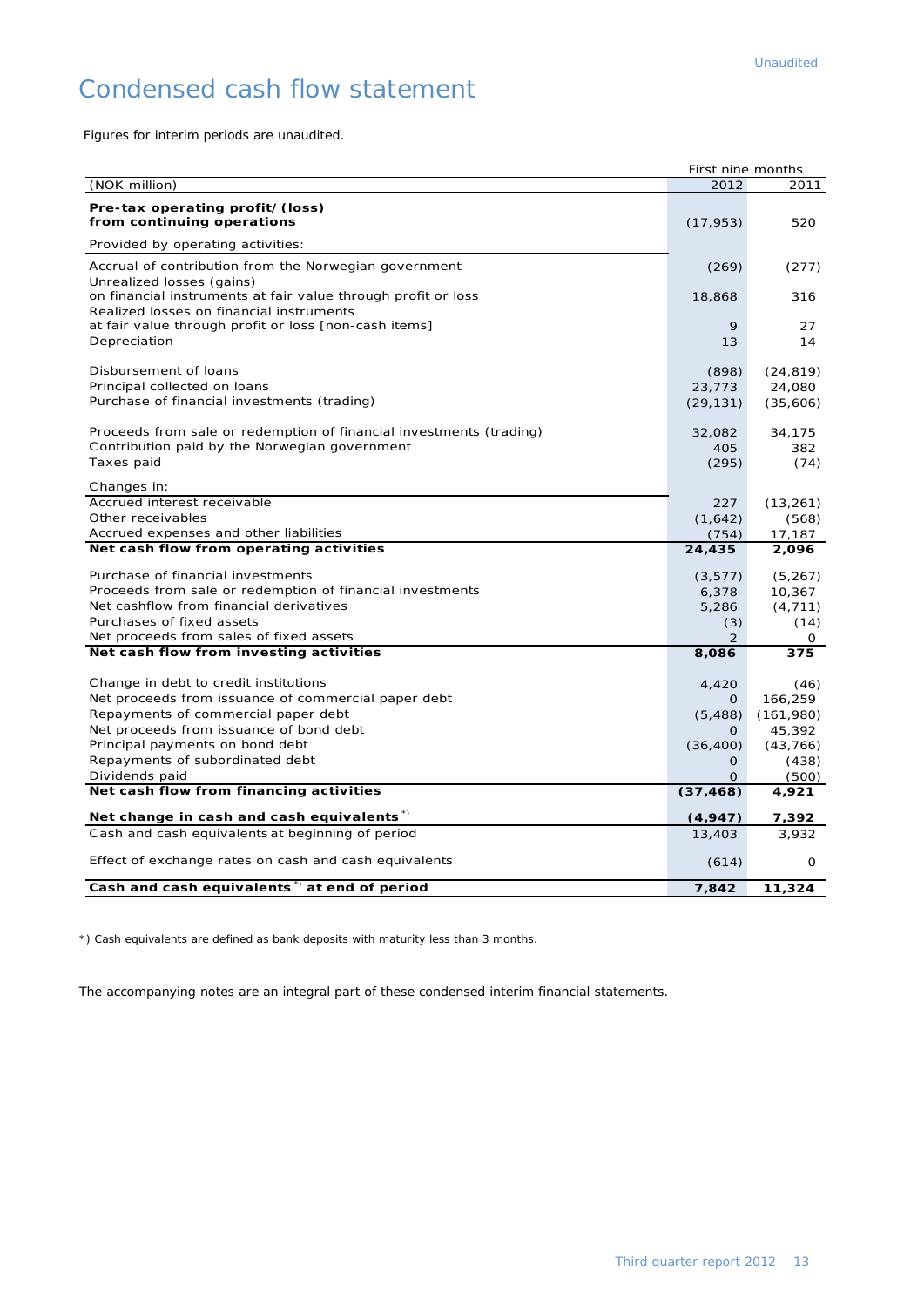Unaudited

# Condensed cash flow statement

Figures for interim periods are unaudited.

| (NOK million) | First nine months 2012 | 2011 |
|---|---|---|
| **Pre-tax operating profit/(loss) from continuing operations** | (17,953) | 520 |
| Provided by operating activities: | | |
| Accrual of contribution from the Norwegian government | (269) | (277) |
| Unrealized losses (gains) on financial instruments at fair value through profit or loss | 18,868 | 316 |
| Realized losses on financial instruments at fair value through profit or loss [non-cash items] | 9 | 27 |
| Depreciation | 13 | 14 |
| Disbursement of loans | (898) | (24,819) |
| Principal collected on loans | 23,773 | 24,080 |
| Purchase of financial investments (trading) | (29,131) | (35,606) |
| Proceeds from sale or redemption of financial investments (trading) | 32,082 | 34,175 |
| Contribution paid by the Norwegian government | 405 | 382 |
| Taxes paid | (295) | (74) |
| Changes in: | | |
| Accrued interest receivable | 227 | (13,261) |
| Other receivables | (1,642) | (568) |
| Accrued expenses and other liabilities | (754) | 17,187 |
| **Net cash flow from operating activities** | **24,435** | **2,096** |
| Purchase of financial investments | (3,577) | (5,267) |
| Proceeds from sale or redemption of financial investments | 6,378 | 10,367 |
| Net cashflow from financial derivatives | 5,286 | (4,711) |
| Purchases of fixed assets | (3) | (14) |
| Net proceeds from sales of fixed assets | 2 | 0 |
| **Net cash flow from investing activities** | **8,086** | **375** |
| Change in debt to credit institutions | 4,420 | (46) |
| Net proceeds from issuance of commercial paper debt | 0 | 166,259 |
| Repayments of commercial paper debt | (5,488) | (161,980) |
| Net proceeds from issuance of bond debt | 0 | 45,392 |
| Principal payments on bond debt | (36,400) | (43,766) |
| Repayments of subordinated debt | 0 | (438) |
| Dividends paid | 0 | (500) |
| **Net cash flow from financing activities** | **(37,468)** | **4,921** |
| **Net change in cash and cash equivalents** *) | **(4,947)** | **7,392** |
| Cash and cash equivalents at beginning of period | 13,403 | 3,932 |
| Effect of exchange rates on cash and cash equivalents | (614) | 0 |
| **Cash and cash equivalents** *) **at end of period** | **7,842** | **11,324** |

*) Cash equivalents are defined as bank deposits with maturity less than 3 months.

The accompanying notes are an integral part of these condensed interim financial statements.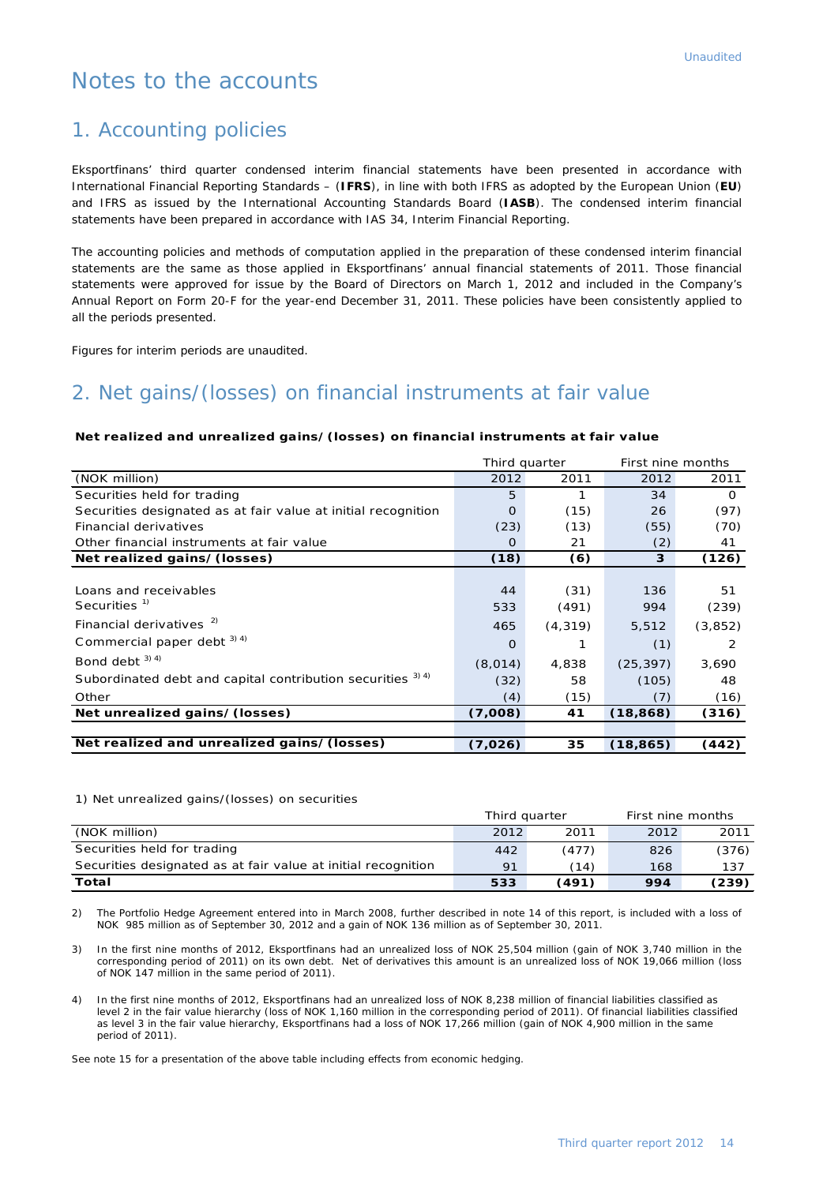Unaudited

# Notes to the accounts

## 1. Accounting policies

Eksportfinans' third quarter condensed interim financial statements have been presented in accordance with International Financial Reporting Standards – (**IFRS**), in line with both IFRS as adopted by the European Union (**EU**) and IFRS as issued by the International Accounting Standards Board (**IASB**). The condensed interim financial statements have been prepared in accordance with IAS 34, Interim Financial Reporting.

The accounting policies and methods of computation applied in the preparation of these condensed interim financial statements are the same as those applied in Eksportfinans' annual financial statements of 2011. Those financial statements were approved for issue by the Board of Directors on March 1, 2012 and included in the Company's Annual Report on Form 20-F for the year-end December 31, 2011. These policies have been consistently applied to all the periods presented.

Figures for interim periods are unaudited.

## 2. Net gains/(losses) on financial instruments at fair value

**Net realized and unrealized gains/(losses) on financial instruments at fair value**

| | Third quarter | | First nine months | |
|---|---|---|---|---|
| (NOK million) | 2012 | 2011 | 2012 | 2011 |
| Securities held for trading | 5 | 1 | 34 | 0 |
| Securities designated as at fair value at initial recognition | 0 | (15) | 26 | (97) |
| Financial derivatives | (23) | (13) | (55) | (70) |
| Other financial instruments at fair value | 0 | 21 | (2) | 41 |
| **Net realized gains/(losses)** | **(18)** | **(6)** | **3** | **(126)** |
| | | | | |
| Loans and receivables | 44 | (31) | 136 | 51 |
| Securities [1] | 533 | (491) | 994 | (239) |
| Financial derivatives [2] | 465 | (4,319) | 5,512 | (3,852) |
| Commercial paper debt [3) 4)] | 0 | 1 | (1) | 2 |
| Bond debt [3) 4)] | (8,014) | 4,838 | (25,397) | 3,690 |
| Subordinated debt and capital contribution securities [3) 4)] | (32) | 58 | (105) | 48 |
| Other | (4) | (15) | (7) | (16) |
| **Net unrealized gains/(losses)** | **(7,008)** | **41** | **(18,868)** | **(316)** |
| | | | | |
| **Net realized and unrealized gains/(losses)** | **(7,026)** | **35** | **(18,865)** | **(442)** |

1) Net unrealized gains/(losses) on securities

| | Third quarter | | First nine months | |
|---|---|---|---|---|
| (NOK million) | 2012 | 2011 | 2012 | 2011 |
| Securities held for trading | 442 | (477) | 826 | (376) |
| Securities designated as at fair value at initial recognition | 91 | (14) | 168 | 137 |
| **Total** | **533** | **(491)** | **994** | **(239)** |

2) The Portfolio Hedge Agreement entered into in March 2008, further described in note 14 of this report, is included with a loss of NOK 985 million as of September 30, 2012 and a gain of NOK 136 million as of September 30, 2011.

3) In the first nine months of 2012, Eksportfinans had an unrealized loss of NOK 25,504 million (gain of NOK 3,740 million in the corresponding period of 2011) on its own debt. Net of derivatives this amount is an unrealized loss of NOK 19,066 million (loss of NOK 147 million in the same period of 2011).

4) In the first nine months of 2012, Eksportfinans had an unrealized loss of NOK 8,238 million of financial liabilities classified as level 2 in the fair value hierarchy (loss of NOK 1,160 million in the corresponding period of 2011). Of financial liabilities classified as level 3 in the fair value hierarchy, Eksportfinans had a loss of NOK 17,266 million (gain of NOK 4,900 million in the same period of 2011).

See note 15 for a presentation of the above table including effects from economic hedging.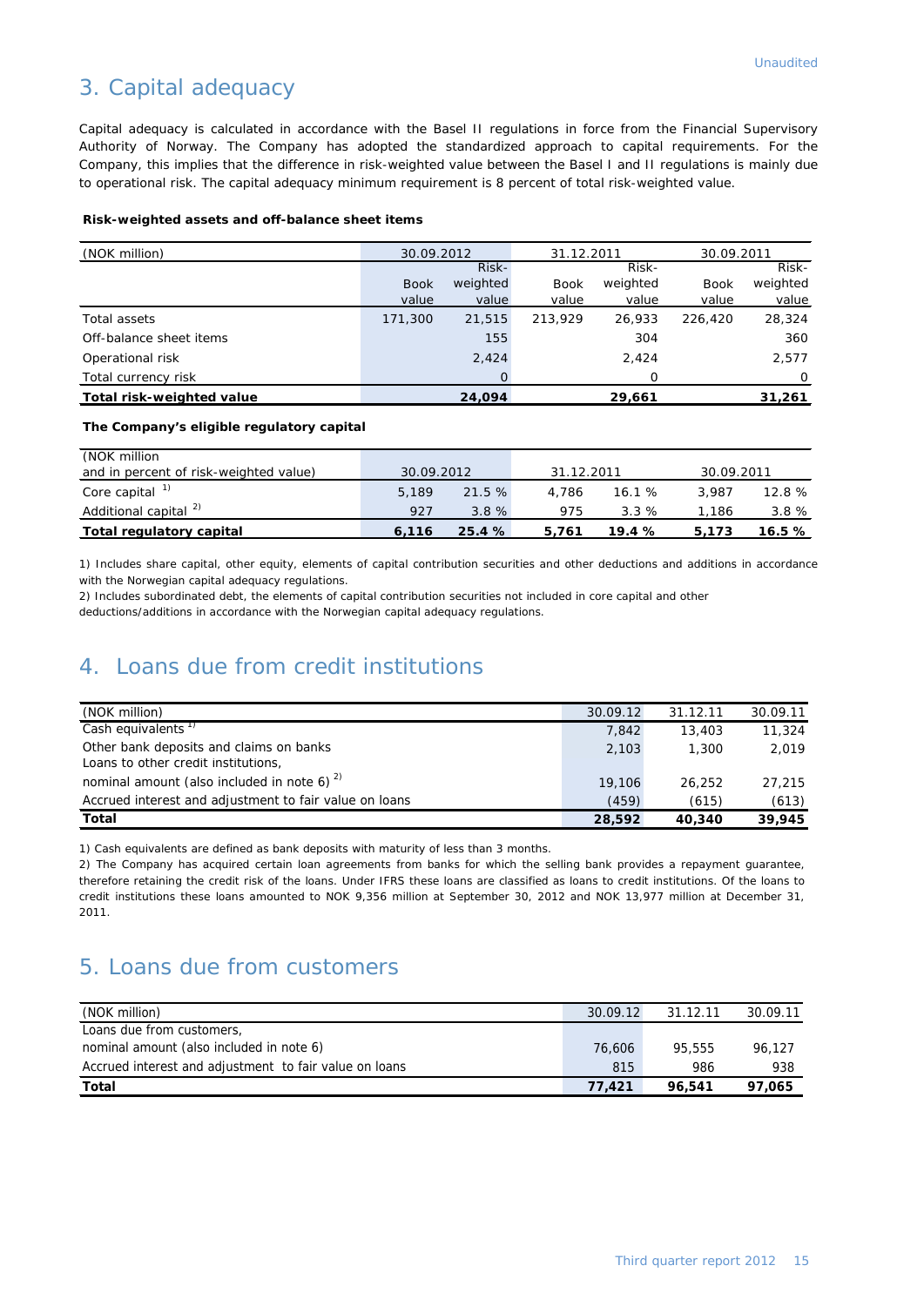Unaudited

## 3. Capital adequacy

Capital adequacy is calculated in accordance with the Basel II regulations in force from the Financial Supervisory Authority of Norway. The Company has adopted the standardized approach to capital requirements. For the Company, this implies that the difference in risk-weighted value between the Basel I and II regulations is mainly due to operational risk. The capital adequacy minimum requirement is 8 percent of total risk-weighted value.

**Risk-weighted assets and off-balance sheet items**

| (NOK million) | 30.09.2012 | | 31.12.2011 | | 30.09.2011 | |
|---|---|---|---|---|---|---|
| | Book value | Risk-weighted value | Book value | Risk-weighted value | Book value | Risk-weighted value |
| Total assets | 171,300 | 21,515 | 213,929 | 26,933 | 226,420 | 28,324 |
| Off-balance sheet items | | 155 | | 304 | | 360 |
| Operational risk | | 2,424 | | 2,424 | | 2,577 |
| Total currency risk | | 0 | | 0 | | 0 |
| **Total risk-weighted value** | | **24,094** | | **29,661** | | **31,261** |

**The Company's eligible regulatory capital**

| (NOK million and in percent of risk-weighted value) | 30.09.2012 | | 31.12.2011 | | 30.09.2011 | |
|---|---|---|---|---|---|---|
| Core capital [1] | 5,189 | 21.5 % | 4,786 | 16.1 % | 3,987 | 12.8 % |
| Additional capital [2] | 927 | 3.8 % | 975 | 3.3 % | 1,186 | 3.8 % |
| **Total regulatory capital** | **6,116** | **25.4 %** | **5,761** | **19.4 %** | **5,173** | **16.5 %** |

1) Includes share capital, other equity, elements of capital contribution securities and other deductions and additions in accordance with the Norwegian capital adequacy regulations.

2) Includes subordinated debt, the elements of capital contribution securities not included in core capital and other deductions/additions in accordance with the Norwegian capital adequacy regulations.

## 4. Loans due from credit institutions

| (NOK million) | 30.09.12 | 31.12.11 | 30.09.11 |
|---|---|---|---|
| Cash equivalents [1] | 7,842 | 13,403 | 11,324 |
| Other bank deposits and claims on banks | 2,103 | 1,300 | 2,019 |
| Loans to other credit institutions, nominal amount (also included in note 6) [2] | 19,106 | 26,252 | 27,215 |
| Accrued interest and adjustment to fair value on loans | (459) | (615) | (613) |
| **Total** | **28,592** | **40,340** | **39,945** |

1) Cash equivalents are defined as bank deposits with maturity of less than 3 months.

2) The Company has acquired certain loan agreements from banks for which the selling bank provides a repayment guarantee, therefore retaining the credit risk of the loans. Under IFRS these loans are classified as loans to credit institutions. Of the loans to credit institutions these loans amounted to NOK 9,356 million at September 30, 2012 and NOK 13,977 million at December 31, 2011.

## 5. Loans due from customers

| (NOK million) | 30.09.12 | 31.12.11 | 30.09.11 |
|---|---|---|---|
| Loans due from customers, nominal amount (also included in note 6) | 76,606 | 95,555 | 96,127 |
| Accrued interest and adjustment to fair value on loans | 815 | 986 | 938 |
| **Total** | **77,421** | **96,541** | **97,065** |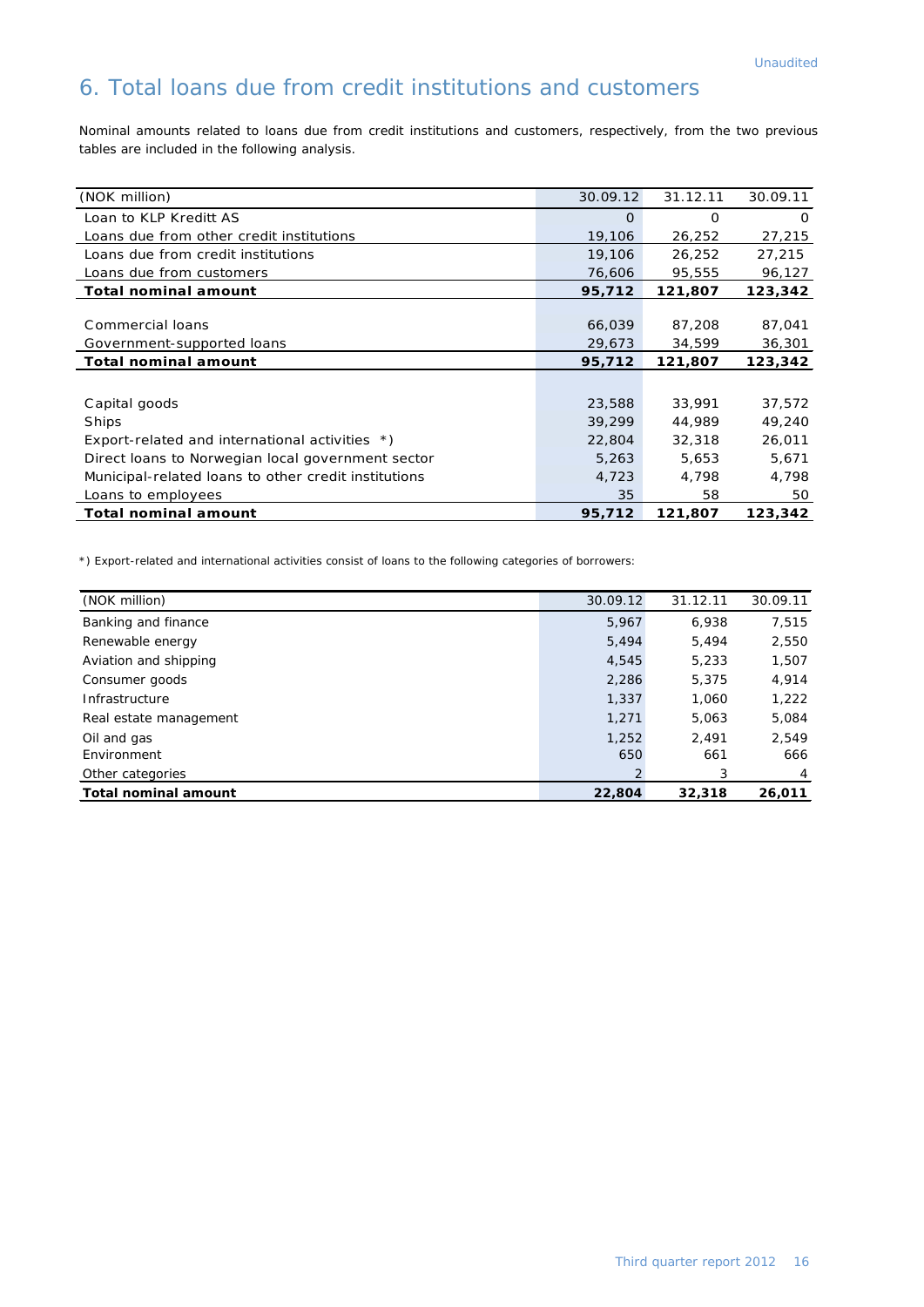Unaudited

# 6. Total loans due from credit institutions and customers

Nominal amounts related to loans due from credit institutions and customers, respectively, from the two previous tables are included in the following analysis.

| (NOK million) | 30.09.12 | 31.12.11 | 30.09.11 |
|---|---|---|---|
| Loan to KLP Kreditt AS | 0 | 0 | 0 |
| Loans due from other credit institutions | 19,106 | 26,252 | 27,215 |
| Loans due from credit institutions | 19,106 | 26,252 | 27,215 |
| Loans due from customers | 76,606 | 95,555 | 96,127 |
| **Total nominal amount** | **95,712** | **121,807** | **123,342** |
| | | | |
| Commercial loans | 66,039 | 87,208 | 87,041 |
| Government-supported loans | 29,673 | 34,599 | 36,301 |
| **Total nominal amount** | **95,712** | **121,807** | **123,342** |
| | | | |
| Capital goods | 23,588 | 33,991 | 37,572 |
| Ships | 39,299 | 44,989 | 49,240 |
| Export-related and international activities *) | 22,804 | 32,318 | 26,011 |
| Direct loans to Norwegian local government sector | 5,263 | 5,653 | 5,671 |
| Municipal-related loans to other credit institutions | 4,723 | 4,798 | 4,798 |
| Loans to employees | 35 | 58 | 50 |
| **Total nominal amount** | **95,712** | **121,807** | **123,342** |

*) Export-related and international activities consist of loans to the following categories of borrowers:

| (NOK million) | 30.09.12 | 31.12.11 | 30.09.11 |
|---|---|---|---|
| Banking and finance | 5,967 | 6,938 | 7,515 |
| Renewable energy | 5,494 | 5,494 | 2,550 |
| Aviation and shipping | 4,545 | 5,233 | 1,507 |
| Consumer goods | 2,286 | 5,375 | 4,914 |
| Infrastructure | 1,337 | 1,060 | 1,222 |
| Real estate management | 1,271 | 5,063 | 5,084 |
| Oil and gas | 1,252 | 2,491 | 2,549 |
| Environment | 650 | 661 | 666 |
| Other categories | 2 | 3 | 4 |
| **Total nominal amount** | **22,804** | **32,318** | **26,011** |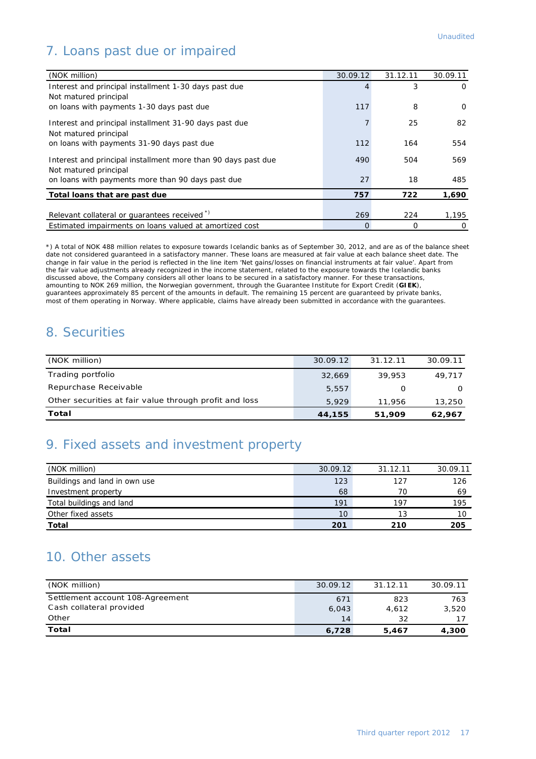Unaudited

## 7. Loans past due or impaired

| (NOK million) | 30.09.12 | 31.12.11 | 30.09.11 |
|---|---|---|---|
| Interest and principal installment 1-30 days past due | 4 | 3 | 0 |
| Not matured principal on loans with payments 1-30 days past due | 117 | 8 | 0 |
| Interest and principal installment 31-90 days past due | 7 | 25 | 82 |
| Not matured principal on loans with payments 31-90 days past due | 112 | 164 | 554 |
| Interest and principal installment more than 90 days past due | 490 | 504 | 569 |
| Not matured principal on loans with payments more than 90 days past due | 27 | 18 | 485 |
| **Total loans that are past due** | **757** | **722** | **1,690** |
| Relevant collateral or guarantees received *) | 269 | 224 | 1,195 |
| Estimated impairments on loans valued at amortized cost | 0 | 0 | 0 |

*) A total of NOK 488 million relates to exposure towards Icelandic banks as of September 30, 2012, and are as of the balance sheet date not considered guaranteed in a satisfactory manner. These loans are measured at fair value at each balance sheet date. The change in fair value in the period is reflected in the line item 'Net gains/losses on financial instruments at fair value'. Apart from the fair value adjustments already recognized in the income statement, related to the exposure towards the Icelandic banks discussed above, the Company considers all other loans to be secured in a satisfactory manner. For these transactions, amounting to NOK 269 million, the Norwegian government, through the Guarantee Institute for Export Credit (**GIEK**), guarantees approximately 85 percent of the amounts in default. The remaining 15 percent are guaranteed by private banks, most of them operating in Norway. Where applicable, claims have already been submitted in accordance with the guarantees.

## 8. Securities

| (NOK million) | 30.09.12 | 31.12.11 | 30.09.11 |
|---|---|---|---|
| Trading portfolio | 32,669 | 39,953 | 49,717 |
| Repurchase Receivable | 5,557 | 0 | 0 |
| Other securities at fair value through profit and loss | 5,929 | 11,956 | 13,250 |
| **Total** | **44,155** | **51,909** | **62,967** |

## 9. Fixed assets and investment property

| (NOK million) | 30.09.12 | 31.12.11 | 30.09.11 |
|---|---|---|---|
| Buildings and land in own use | 123 | 127 | 126 |
| Investment property | 68 | 70 | 69 |
| Total buildings and land | 191 | 197 | 195 |
| Other fixed assets | 10 | 13 | 10 |
| **Total** | **201** | **210** | **205** |

## 10. Other assets

| (NOK million) | 30.09.12 | 31.12.11 | 30.09.11 |
|---|---|---|---|
| Settlement account 108-Agreement | 671 | 823 | 763 |
| Cash collateral provided | 6,043 | 4,612 | 3,520 |
| Other | 14 | 32 | 17 |
| **Total** | **6,728** | **5,467** | **4,300** |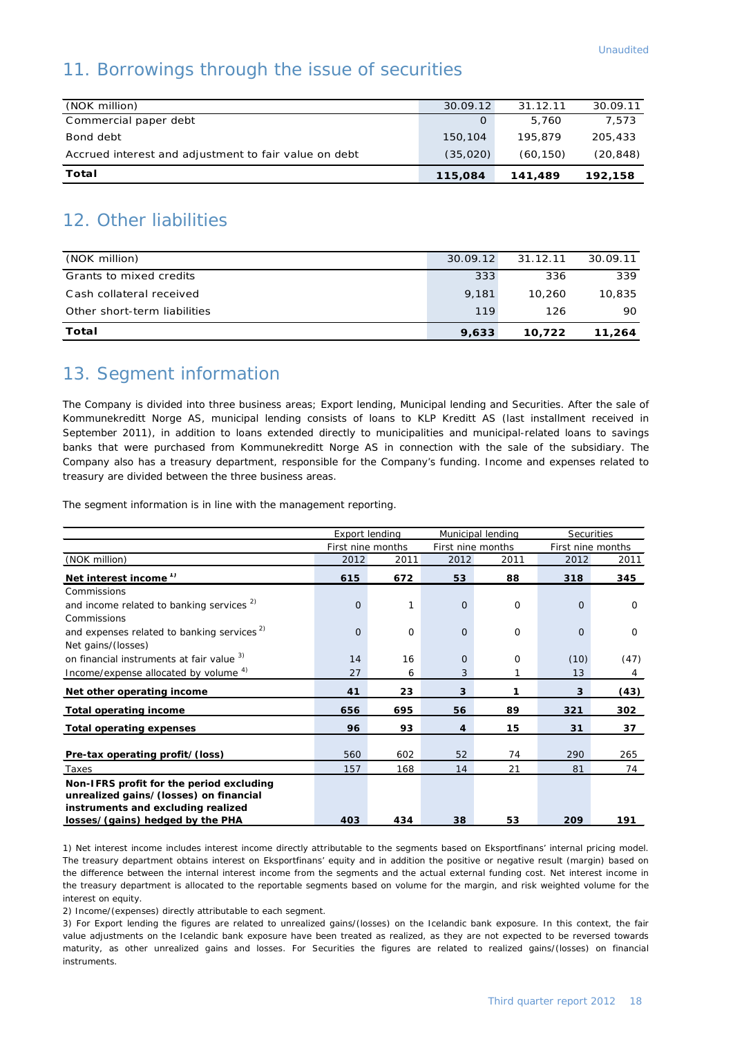Unaudited

## 11. Borrowings through the issue of securities

| (NOK million) | 30.09.12 | 31.12.11 | 30.09.11 |
|---|---|---|---|
| Commercial paper debt | 0 | 5,760 | 7,573 |
| Bond debt | 150,104 | 195,879 | 205,433 |
| Accrued interest and adjustment to fair value on debt | (35,020) | (60,150) | (20,848) |
| **Total** | **115,084** | **141,489** | **192,158** |

## 12. Other liabilities

| (NOK million) | 30.09.12 | 31.12.11 | 30.09.11 |
|---|---|---|---|
| Grants to mixed credits | 333 | 336 | 339 |
| Cash collateral received | 9,181 | 10,260 | 10,835 |
| Other short-term liabilities | 119 | 126 | 90 |
| **Total** | **9,633** | **10,722** | **11,264** |

## 13. Segment information

The Company is divided into three business areas; Export lending, Municipal lending and Securities. After the sale of Kommunekreditt Norge AS, municipal lending consists of loans to KLP Kreditt AS (last installment received in September 2011), in addition to loans extended directly to municipalities and municipal-related loans to savings banks that were purchased from Kommunekreditt Norge AS in connection with the sale of the subsidiary. The Company also has a treasury department, responsible for the Company's funding. Income and expenses related to treasury are divided between the three business areas.

The segment information is in line with the management reporting.

| | Export lending | | Municipal lending | | Securities | |
|---|---|---|---|---|---|---|
| | First nine months | | First nine months | | First nine months | |
| (NOK million) | 2012 | 2011 | 2012 | 2011 | 2012 | 2011 |
| **Net interest income** [1] | **615** | **672** | **53** | **88** | **318** | **345** |
| Commissions and income related to banking services [2] | 0 | 1 | 0 | 0 | 0 | 0 |
| Commissions and expenses related to banking services [2] | 0 | 0 | 0 | 0 | 0 | 0 |
| Net gains/(losses) on financial instruments at fair value [3] | 14 | 16 | 0 | 0 | (10) | (47) |
| Income/expense allocated by volume [4] | 27 | 6 | 3 | 1 | 13 | 4 |
| **Net other operating income** | **41** | **23** | **3** | **1** | **3** | **(43)** |
| **Total operating income** | **656** | **695** | **56** | **89** | **321** | **302** |
| **Total operating expenses** | **96** | **93** | **4** | **15** | **31** | **37** |
| **Pre-tax operating profit/(loss)** | 560 | 602 | 52 | 74 | 290 | 265 |
| Taxes | 157 | 168 | 14 | 21 | 81 | 74 |
| **Non-IFRS profit for the period excluding unrealized gains/(losses) on financial instruments and excluding realized losses/(gains) hedged by the PHA** | **403** | **434** | **38** | **53** | **209** | **191** |

1) Net interest income includes interest income directly attributable to the segments based on Eksportfinans' internal pricing model. The treasury department obtains interest on Eksportfinans' equity and in addition the positive or negative result (margin) based on the difference between the internal interest income from the segments and the actual external funding cost. Net interest income in the treasury department is allocated to the reportable segments based on volume for the margin, and risk weighted volume for the interest on equity.

2) Income/(expenses) directly attributable to each segment.

3) For Export lending the figures are related to unrealized gains/(losses) on the Icelandic bank exposure. In this context, the fair value adjustments on the Icelandic bank exposure have been treated as realized, as they are not expected to be reversed towards maturity, as other unrealized gains and losses. For Securities the figures are related to realized gains/(losses) on financial instruments.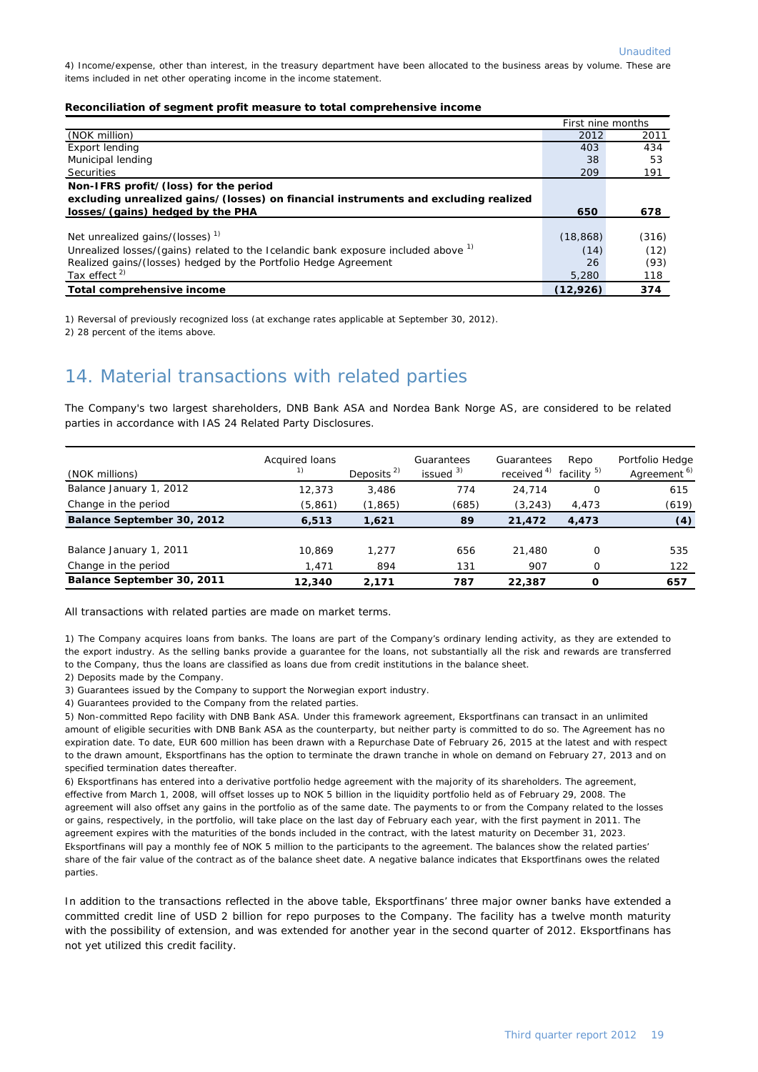4) Income/expense, other than interest, in the treasury department have been allocated to the business areas by volume. These are items included in net other operating income in the income statement.

**Reconciliation of segment profit measure to total comprehensive income**

| | First nine months | |
|---|---|---|
| (NOK million) | 2012 | 2011 |
| Export lending | 403 | 434 |
| Municipal lending | 38 | 53 |
| Securities | 209 | 191 |
| **Non-IFRS profit/(loss) for the period excluding unrealized gains/(losses) on financial instruments and excluding realized losses/(gains) hedged by the PHA** | **650** | **678** |
| Net unrealized gains/(losses) [1] | (18,868) | (316) |
| Unrealized losses/(gains) related to the Icelandic bank exposure included above [1] | (14) | (12) |
| Realized gains/(losses) hedged by the Portfolio Hedge Agreement | 26 | (93) |
| Tax effect [2] | 5,280 | 118 |
| **Total comprehensive income** | **(12,926)** | **374** |

1) Reversal of previously recognized loss (at exchange rates applicable at September 30, 2012).

2) 28 percent of the items above.

# 14. Material transactions with related parties

The Company's two largest shareholders, DNB Bank ASA and Nordea Bank Norge AS, are considered to be related parties in accordance with IAS 24 Related Party Disclosures.

| (NOK millions) | Acquired loans [1] | Deposits [2] | Guarantees issued [3] | Guarantees received [4] | Repo facility [5] | Portfolio Hedge Agreement [6] |
|---|---|---|---|---|---|---|
| Balance January 1, 2012 | 12,373 | 3,486 | 774 | 24,714 | 0 | 615 |
| Change in the period | (5,861) | (1,865) | (685) | (3,243) | 4,473 | (619) |
| **Balance September 30, 2012** | **6,513** | **1,621** | **89** | **21,472** | **4,473** | **(4)** |
| Balance January 1, 2011 | 10,869 | 1,277 | 656 | 21,480 | 0 | 535 |
| Change in the period | 1,471 | 894 | 131 | 907 | 0 | 122 |
| **Balance September 30, 2011** | **12,340** | **2,171** | **787** | **22,387** | **0** | **657** |

All transactions with related parties are made on market terms.

1) The Company acquires loans from banks. The loans are part of the Company's ordinary lending activity, as they are extended to the export industry. As the selling banks provide a guarantee for the loans, not substantially all the risk and rewards are transferred to the Company, thus the loans are classified as loans due from credit institutions in the balance sheet.

2) Deposits made by the Company.

3) Guarantees issued by the Company to support the Norwegian export industry.

4) Guarantees provided to the Company from the related parties.

5) Non-committed Repo facility with DNB Bank ASA. Under this framework agreement, Eksportfinans can transact in an unlimited amount of eligible securities with DNB Bank ASA as the counterparty, but neither party is committed to do so. The Agreement has no expiration date. To date, EUR 600 million has been drawn with a Repurchase Date of February 26, 2015 at the latest and with respect to the drawn amount, Eksportfinans has the option to terminate the drawn tranche in whole on demand on February 27, 2013 and on specified termination dates thereafter.

6) Eksportfinans has entered into a derivative portfolio hedge agreement with the majority of its shareholders. The agreement, effective from March 1, 2008, will offset losses up to NOK 5 billion in the liquidity portfolio held as of February 29, 2008. The agreement will also offset any gains in the portfolio as of the same date. The payments to or from the Company related to the losses or gains, respectively, in the portfolio, will take place on the last day of February each year, with the first payment in 2011. The agreement expires with the maturities of the bonds included in the contract, with the latest maturity on December 31, 2023. Eksportfinans will pay a monthly fee of NOK 5 million to the participants to the agreement. The balances show the related parties' share of the fair value of the contract as of the balance sheet date. A negative balance indicates that Eksportfinans owes the related parties.

In addition to the transactions reflected in the above table, Eksportfinans' three major owner banks have extended a committed credit line of USD 2 billion for repo purposes to the Company. The facility has a twelve month maturity with the possibility of extension, and was extended for another year in the second quarter of 2012. Eksportfinans has not yet utilized this credit facility.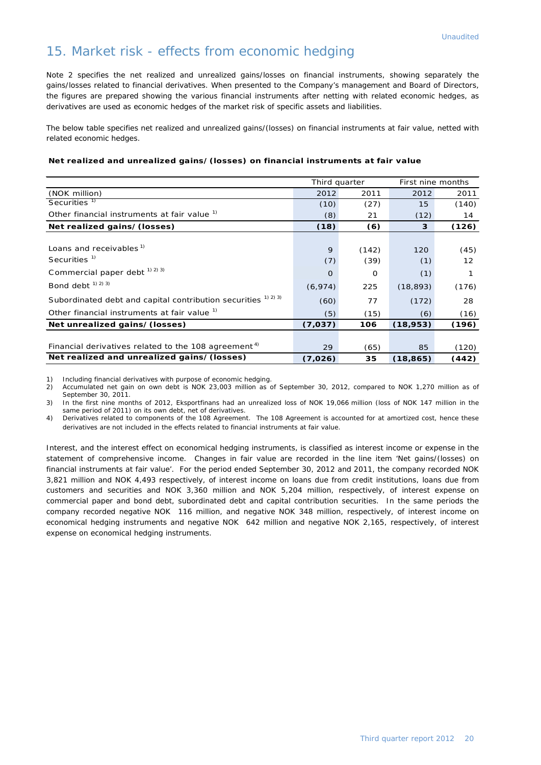Unaudited

# 15. Market risk - effects from economic hedging

Note 2 specifies the net realized and unrealized gains/losses on financial instruments, showing separately the gains/losses related to financial derivatives. When presented to the Company's management and Board of Directors, the figures are prepared showing the various financial instruments after netting with related economic hedges, as derivatives are used as economic hedges of the market risk of specific assets and liabilities.

The below table specifies net realized and unrealized gains/(losses) on financial instruments at fair value, netted with related economic hedges.

**Net realized and unrealized gains/(losses) on financial instruments at fair value**

| | Third quarter | | First nine months | |
|---|---|---|---|---|
| (NOK million) | 2012 | 2011 | 2012 | 2011 |
| Securities [1] | (10) | (27) | 15 | (140) |
| Other financial instruments at fair value [1] | (8) | 21 | (12) | 14 |
| **Net realized gains/(losses)** | **(18)** | **(6)** | **3** | **(126)** |
| | | | | |
| Loans and receivables [1] | 9 | (142) | 120 | (45) |
| Securities [1] | (7) | (39) | (1) | 12 |
| Commercial paper debt [1) 2) 3)] | 0 | 0 | (1) | 1 |
| Bond debt [1) 2) 3)] | (6,974) | 225 | (18,893) | (176) |
| Subordinated debt and capital contribution securities [1) 2) 3)] | (60) | 77 | (172) | 28 |
| Other financial instruments at fair value [1] | (5) | (15) | (6) | (16) |
| **Net unrealized gains/(losses)** | **(7,037)** | **106** | **(18,953)** | **(196)** |
| | | | | |
| Financial derivatives related to the 108 agreement [4] | 29 | (65) | 85 | (120) |
| **Net realized and unrealized gains/(losses)** | **(7,026)** | **35** | **(18,865)** | **(442)** |

1) Including financial derivatives with purpose of economic hedging.
2) Accumulated net gain on own debt is NOK 23,003 million as of September 30, 2012, compared to NOK 1,270 million as of September 30, 2011.
3) In the first nine months of 2012, Eksportfinans had an unrealized loss of NOK 19,066 million (loss of NOK 147 million in the same period of 2011) on its own debt, net of derivatives.
4) Derivatives related to components of the 108 Agreement. The 108 Agreement is accounted for at amortized cost, hence these derivatives are not included in the effects related to financial instruments at fair value.

Interest, and the interest effect on economical hedging instruments, is classified as interest income or expense in the statement of comprehensive income. Changes in fair value are recorded in the line item 'Net gains/(losses) on financial instruments at fair value'. For the period ended September 30, 2012 and 2011, the company recorded NOK 3,821 million and NOK 4,493 respectively, of interest income on loans due from credit institutions, loans due from customers and securities and NOK 3,360 million and NOK 5,204 million, respectively, of interest expense on commercial paper and bond debt, subordinated debt and capital contribution securities. In the same periods the company recorded negative NOK 116 million, and negative NOK 348 million, respectively, of interest income on economical hedging instruments and negative NOK 642 million and negative NOK 2,165, respectively, of interest expense on economical hedging instruments.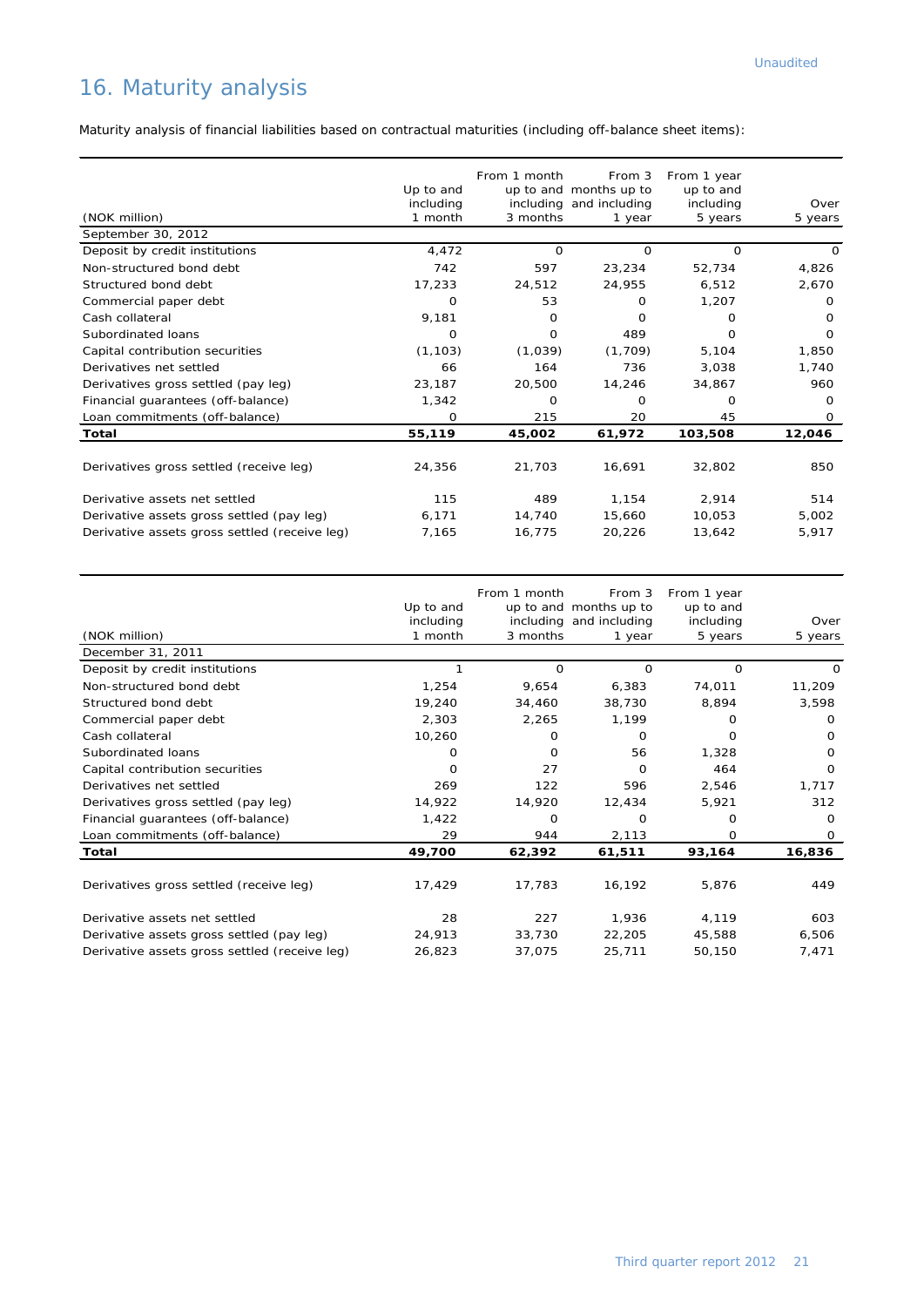Unaudited

# 16. Maturity analysis

Maturity analysis of financial liabilities based on contractual maturities (including off-balance sheet items):

| (NOK million) | Up to and including 1 month | From 1 month up to and including 3 months | From 3 months up to and including 1 year | From 1 year up to and including 5 years | Over 5 years |
|---|---|---|---|---|---|
| September 30, 2012 | | | | | |
| Deposit by credit institutions | 4,472 | 0 | 0 | 0 | 0 |
| Non-structured bond debt | 742 | 597 | 23,234 | 52,734 | 4,826 |
| Structured bond debt | 17,233 | 24,512 | 24,955 | 6,512 | 2,670 |
| Commercial paper debt | 0 | 53 | 0 | 1,207 | 0 |
| Cash collateral | 9,181 | 0 | 0 | 0 | 0 |
| Subordinated loans | 0 | 0 | 489 | 0 | 0 |
| Capital contribution securities | (1,103) | (1,039) | (1,709) | 5,104 | 1,850 |
| Derivatives net settled | 66 | 164 | 736 | 3,038 | 1,740 |
| Derivatives gross settled (pay leg) | 23,187 | 20,500 | 14,246 | 34,867 | 960 |
| Financial guarantees (off-balance) | 1,342 | 0 | 0 | 0 | 0 |
| Loan commitments (off-balance) | 0 | 215 | 20 | 45 | 0 |
| **Total** | **55,119** | **45,002** | **61,972** | **103,508** | **12,046** |
| | | | | | |
| Derivatives gross settled (receive leg) | 24,356 | 21,703 | 16,691 | 32,802 | 850 |
| | | | | | |
| Derivative assets net settled | 115 | 489 | 1,154 | 2,914 | 514 |
| Derivative assets gross settled (pay leg) | 6,171 | 14,740 | 15,660 | 10,053 | 5,002 |
| Derivative assets gross settled (receive leg) | 7,165 | 16,775 | 20,226 | 13,642 | 5,917 |

| (NOK million) | Up to and including 1 month | From 1 month up to and including 3 months | From 3 months up to and including 1 year | From 1 year up to and including 5 years | Over 5 years |
|---|---|---|---|---|---|
| December 31, 2011 | | | | | |
| Deposit by credit institutions | 1 | 0 | 0 | 0 | 0 |
| Non-structured bond debt | 1,254 | 9,654 | 6,383 | 74,011 | 11,209 |
| Structured bond debt | 19,240 | 34,460 | 38,730 | 8,894 | 3,598 |
| Commercial paper debt | 2,303 | 2,265 | 1,199 | 0 | 0 |
| Cash collateral | 10,260 | 0 | 0 | 0 | 0 |
| Subordinated loans | 0 | 0 | 56 | 1,328 | 0 |
| Capital contribution securities | 0 | 27 | 0 | 464 | 0 |
| Derivatives net settled | 269 | 122 | 596 | 2,546 | 1,717 |
| Derivatives gross settled (pay leg) | 14,922 | 14,920 | 12,434 | 5,921 | 312 |
| Financial guarantees (off-balance) | 1,422 | 0 | 0 | 0 | 0 |
| Loan commitments (off-balance) | 29 | 944 | 2,113 | 0 | 0 |
| **Total** | **49,700** | **62,392** | **61,511** | **93,164** | **16,836** |
| | | | | | |
| Derivatives gross settled (receive leg) | 17,429 | 17,783 | 16,192 | 5,876 | 449 |
| | | | | | |
| Derivative assets net settled | 28 | 227 | 1,936 | 4,119 | 603 |
| Derivative assets gross settled (pay leg) | 24,913 | 33,730 | 22,205 | 45,588 | 6,506 |
| Derivative assets gross settled (receive leg) | 26,823 | 37,075 | 25,711 | 50,150 | 7,471 |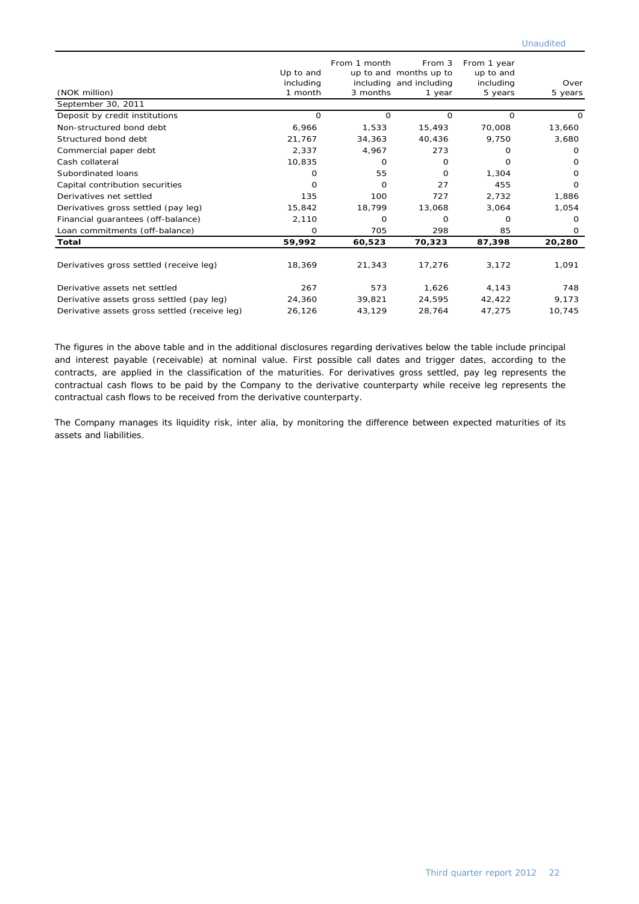Unaudited

| (NOK million) | Up to and including 1 month | From 1 month up to and including 3 months | From 3 months up to and including 1 year | From 1 year up to and including 5 years | Over 5 years |
|---|---|---|---|---|---|
| September 30, 2011 | | | | | |
| Deposit by credit institutions | 0 | 0 | 0 | 0 | 0 |
| Non-structured bond debt | 6,966 | 1,533 | 15,493 | 70,008 | 13,660 |
| Structured bond debt | 21,767 | 34,363 | 40,436 | 9,750 | 3,680 |
| Commercial paper debt | 2,337 | 4,967 | 273 | 0 | 0 |
| Cash collateral | 10,835 | 0 | 0 | 0 | 0 |
| Subordinated loans | 0 | 55 | 0 | 1,304 | 0 |
| Capital contribution securities | 0 | 0 | 27 | 455 | 0 |
| Derivatives net settled | 135 | 100 | 727 | 2,732 | 1,886 |
| Derivatives gross settled (pay leg) | 15,842 | 18,799 | 13,068 | 3,064 | 1,054 |
| Financial guarantees (off-balance) | 2,110 | 0 | 0 | 0 | 0 |
| Loan commitments (off-balance) | 0 | 705 | 298 | 85 | 0 |
| **Total** | **59,992** | **60,523** | **70,323** | **87,398** | **20,280** |
| | | | | | |
| Derivatives gross settled (receive leg) | 18,369 | 21,343 | 17,276 | 3,172 | 1,091 |
| | | | | | |
| Derivative assets net settled | 267 | 573 | 1,626 | 4,143 | 748 |
| Derivative assets gross settled (pay leg) | 24,360 | 39,821 | 24,595 | 42,422 | 9,173 |
| Derivative assets gross settled (receive leg) | 26,126 | 43,129 | 28,764 | 47,275 | 10,745 |

The figures in the above table and in the additional disclosures regarding derivatives below the table include principal and interest payable (receivable) at nominal value. First possible call dates and trigger dates, according to the contracts, are applied in the classification of the maturities. For derivatives gross settled, pay leg represents the contractual cash flows to be paid by the Company to the derivative counterparty while receive leg represents the contractual cash flows to be received from the derivative counterparty.

The Company manages its liquidity risk, inter alia, by monitoring the difference between expected maturities of its assets and liabilities.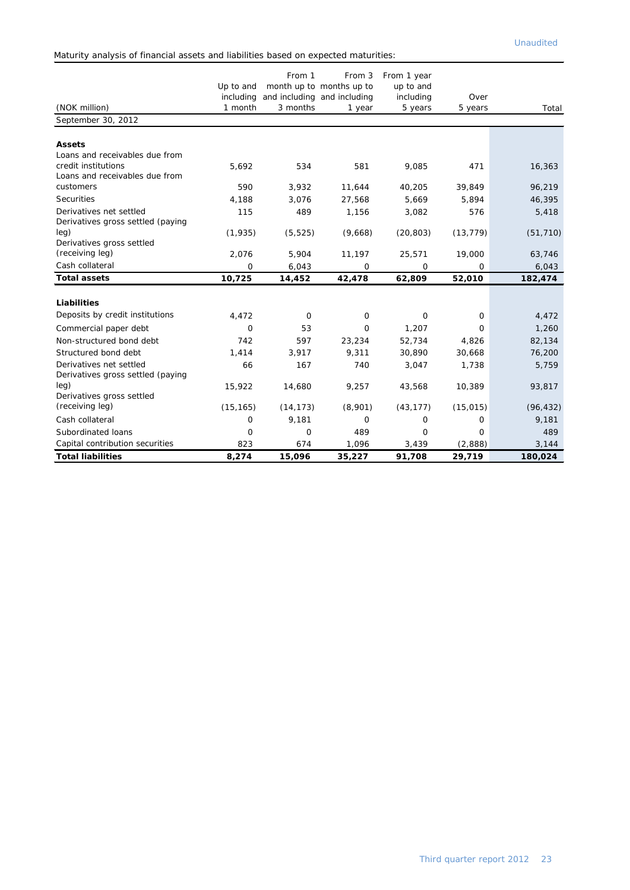Unaudited

Maturity analysis of financial assets and liabilities based on expected maturities:

| (NOK million) | Up to and including 1 month | From 1 month up to and including 3 months | From 3 months up to and including 1 year | From 1 year up to and including 5 years | Over 5 years | Total |
|---|---|---|---|---|---|---|
| September 30, 2012 | | | | | | |
| **Assets** | | | | | | |
| Loans and receivables due from credit institutions | 5,692 | 534 | 581 | 9,085 | 471 | 16,363 |
| Loans and receivables due from customers | 590 | 3,932 | 11,644 | 40,205 | 39,849 | 96,219 |
| Securities | 4,188 | 3,076 | 27,568 | 5,669 | 5,894 | 46,395 |
| Derivatives net settled | 115 | 489 | 1,156 | 3,082 | 576 | 5,418 |
| Derivatives gross settled (paying leg) | (1,935) | (5,525) | (9,668) | (20,803) | (13,779) | (51,710) |
| Derivatives gross settled (receiving leg) | 2,076 | 5,904 | 11,197 | 25,571 | 19,000 | 63,746 |
| Cash collateral | 0 | 6,043 | 0 | 0 | 0 | 6,043 |
| **Total assets** | **10,725** | **14,452** | **42,478** | **62,809** | **52,010** | **182,474** |
| **Liabilities** | | | | | | |
| Deposits by credit institutions | 4,472 | 0 | 0 | 0 | 0 | 4,472 |
| Commercial paper debt | 0 | 53 | 0 | 1,207 | 0 | 1,260 |
| Non-structured bond debt | 742 | 597 | 23,234 | 52,734 | 4,826 | 82,134 |
| Structured bond debt | 1,414 | 3,917 | 9,311 | 30,890 | 30,668 | 76,200 |
| Derivatives net settled | 66 | 167 | 740 | 3,047 | 1,738 | 5,759 |
| Derivatives gross settled (paying leg) | 15,922 | 14,680 | 9,257 | 43,568 | 10,389 | 93,817 |
| Derivatives gross settled (receiving leg) | (15,165) | (14,173) | (8,901) | (43,177) | (15,015) | (96,432) |
| Cash collateral | 0 | 9,181 | 0 | 0 | 0 | 9,181 |
| Subordinated loans | 0 | 0 | 489 | 0 | 0 | 489 |
| Capital contribution securities | 823 | 674 | 1,096 | 3,439 | (2,888) | 3,144 |
| **Total liabilities** | **8,274** | **15,096** | **35,227** | **91,708** | **29,719** | **180,024** |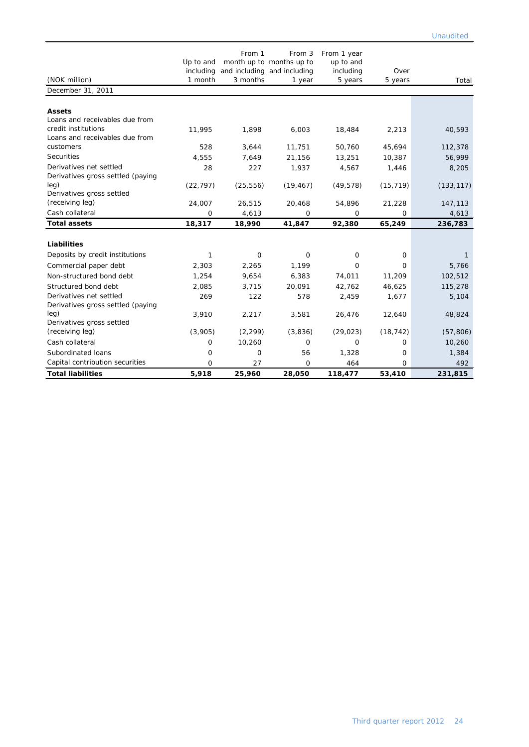Unaudited

| (NOK million) | Up to and including 1 month | From 1 month up to and including 3 months | From 3 months up to and including 1 year | From 1 year up to and including 5 years | Over 5 years | Total |
|---|---|---|---|---|---|---|
| December 31, 2011 | | | | | | |
| **Assets** | | | | | | |
| Loans and receivables due from credit institutions | 11,995 | 1,898 | 6,003 | 18,484 | 2,213 | 40,593 |
| Loans and receivables due from customers | 528 | 3,644 | 11,751 | 50,760 | 45,694 | 112,378 |
| Securities | 4,555 | 7,649 | 21,156 | 13,251 | 10,387 | 56,999 |
| Derivatives net settled | 28 | 227 | 1,937 | 4,567 | 1,446 | 8,205 |
| Derivatives gross settled (paying leg) | (22,797) | (25,556) | (19,467) | (49,578) | (15,719) | (133,117) |
| Derivatives gross settled (receiving leg) | 24,007 | 26,515 | 20,468 | 54,896 | 21,228 | 147,113 |
| Cash collateral | 0 | 4,613 | 0 | 0 | 0 | 4,613 |
| **Total assets** | **18,317** | **18,990** | **41,847** | **92,380** | **65,249** | **236,783** |
| **Liabilities** | | | | | | |
| Deposits by credit institutions | 1 | 0 | 0 | 0 | 0 | 1 |
| Commercial paper debt | 2,303 | 2,265 | 1,199 | 0 | 0 | 5,766 |
| Non-structured bond debt | 1,254 | 9,654 | 6,383 | 74,011 | 11,209 | 102,512 |
| Structured bond debt | 2,085 | 3,715 | 20,091 | 42,762 | 46,625 | 115,278 |
| Derivatives net settled | 269 | 122 | 578 | 2,459 | 1,677 | 5,104 |
| Derivatives gross settled (paying leg) | 3,910 | 2,217 | 3,581 | 26,476 | 12,640 | 48,824 |
| Derivatives gross settled (receiving leg) | (3,905) | (2,299) | (3,836) | (29,023) | (18,742) | (57,806) |
| Cash collateral | 0 | 10,260 | 0 | 0 | 0 | 10,260 |
| Subordinated loans | 0 | 0 | 56 | 1,328 | 0 | 1,384 |
| Capital contribution securities | 0 | 27 | 0 | 464 | 0 | 492 |
| **Total liabilities** | **5,918** | **25,960** | **28,050** | **118,477** | **53,410** | **231,815** |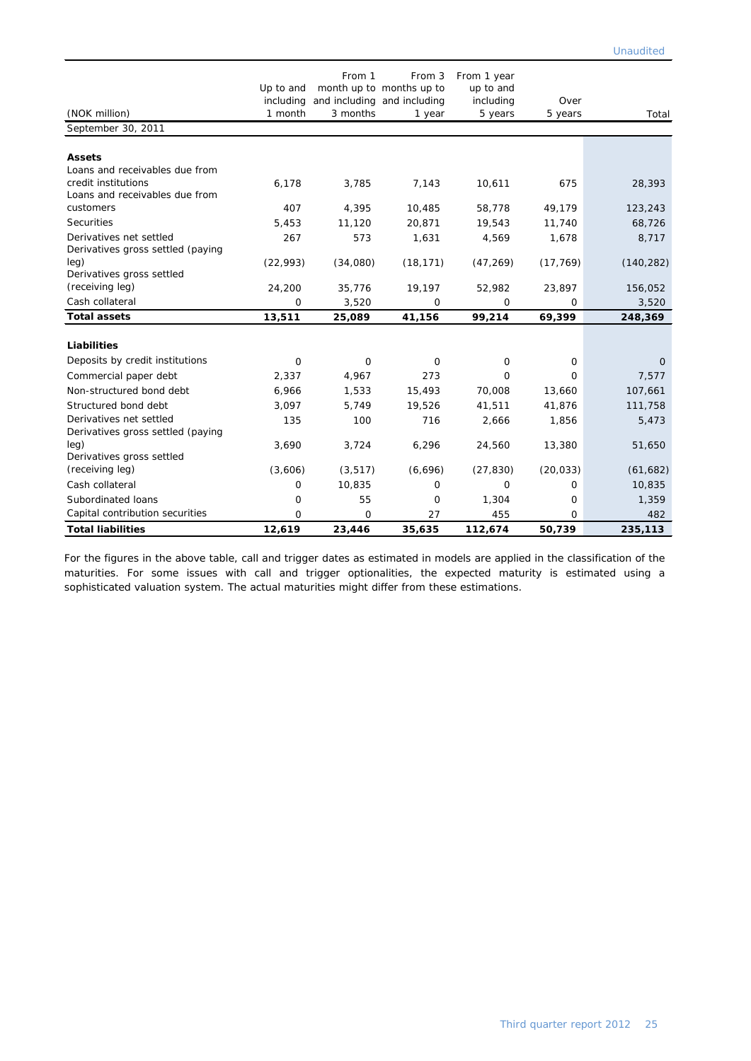Unaudited

| (NOK million) | Up to and including 1 month | From 1 month up to and including 3 months | From 3 months up to and including 1 year | From 1 year up to and including 5 years | Over 5 years | Total |
|---|---|---|---|---|---|---|
| September 30, 2011 | | | | | | |
| **Assets** | | | | | | |
| Loans and receivables due from credit institutions | 6,178 | 3,785 | 7,143 | 10,611 | 675 | 28,393 |
| Loans and receivables due from customers | 407 | 4,395 | 10,485 | 58,778 | 49,179 | 123,243 |
| Securities | 5,453 | 11,120 | 20,871 | 19,543 | 11,740 | 68,726 |
| Derivatives net settled | 267 | 573 | 1,631 | 4,569 | 1,678 | 8,717 |
| Derivatives gross settled (paying leg) | (22,993) | (34,080) | (18,171) | (47,269) | (17,769) | (140,282) |
| Derivatives gross settled (receiving leg) | 24,200 | 35,776 | 19,197 | 52,982 | 23,897 | 156,052 |
| Cash collateral | 0 | 3,520 | 0 | 0 | 0 | 3,520 |
| **Total assets** | **13,511** | **25,089** | **41,156** | **99,214** | **69,399** | **248,369** |
| **Liabilities** | | | | | | |
| Deposits by credit institutions | 0 | 0 | 0 | 0 | 0 | 0 |
| Commercial paper debt | 2,337 | 4,967 | 273 | 0 | 0 | 7,577 |
| Non-structured bond debt | 6,966 | 1,533 | 15,493 | 70,008 | 13,660 | 107,661 |
| Structured bond debt | 3,097 | 5,749 | 19,526 | 41,511 | 41,876 | 111,758 |
| Derivatives net settled | 135 | 100 | 716 | 2,666 | 1,856 | 5,473 |
| Derivatives gross settled (paying leg) | 3,690 | 3,724 | 6,296 | 24,560 | 13,380 | 51,650 |
| Derivatives gross settled (receiving leg) | (3,606) | (3,517) | (6,696) | (27,830) | (20,033) | (61,682) |
| Cash collateral | 0 | 10,835 | 0 | 0 | 0 | 10,835 |
| Subordinated loans | 0 | 55 | 0 | 1,304 | 0 | 1,359 |
| Capital contribution securities | 0 | 0 | 27 | 455 | 0 | 482 |
| **Total liabilities** | **12,619** | **23,446** | **35,635** | **112,674** | **50,739** | **235,113** |

For the figures in the above table, call and trigger dates as estimated in models are applied in the classification of the maturities. For some issues with call and trigger optionalities, the expected maturity is estimated using a sophisticated valuation system. The actual maturities might differ from these estimations.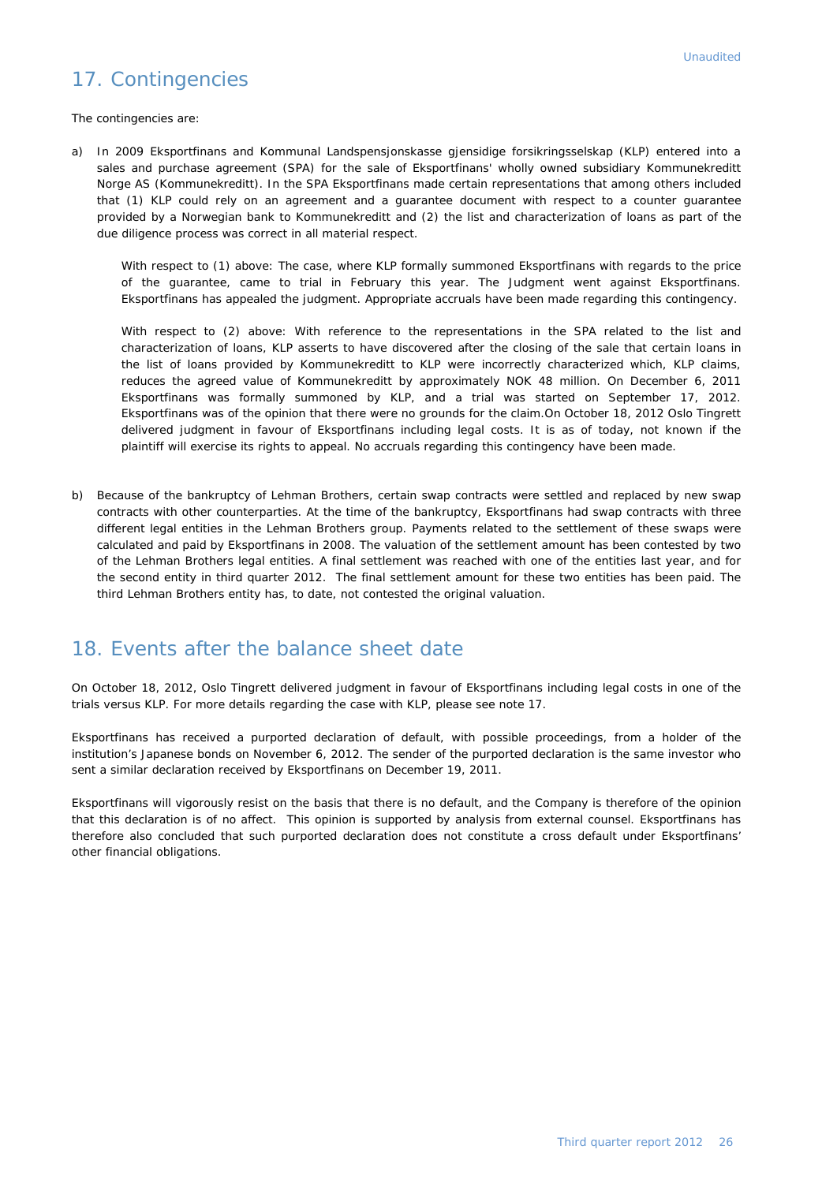## 17. Contingencies

The contingencies are:

a) In 2009 Eksportfinans and Kommunal Landspensjonskasse gjensidige forsikringsselskap (KLP) entered into a sales and purchase agreement (SPA) for the sale of Eksportfinans' wholly owned subsidiary Kommunekreditt Norge AS (Kommunekreditt). In the SPA Eksportfinans made certain representations that among others included that (1) KLP could rely on an agreement and a guarantee document with respect to a counter guarantee provided by a Norwegian bank to Kommunekreditt and (2) the list and characterization of loans as part of the due diligence process was correct in all material respect.

   With respect to (1) above: The case, where KLP formally summoned Eksportfinans with regards to the price of the guarantee, came to trial in February this year. The Judgment went against Eksportfinans. Eksportfinans has appealed the judgment. Appropriate accruals have been made regarding this contingency.

   With respect to (2) above: With reference to the representations in the SPA related to the list and characterization of loans, KLP asserts to have discovered after the closing of the sale that certain loans in the list of loans provided by Kommunekreditt to KLP were incorrectly characterized which, KLP claims, reduces the agreed value of Kommunekreditt by approximately NOK 48 million. On December 6, 2011 Eksportfinans was formally summoned by KLP, and a trial was started on September 17, 2012. Eksportfinans was of the opinion that there were no grounds for the claim.On October 18, 2012 Oslo Tingrett delivered judgment in favour of Eksportfinans including legal costs. It is as of today, not known if the plaintiff will exercise its rights to appeal. No accruals regarding this contingency have been made.

b) Because of the bankruptcy of Lehman Brothers, certain swap contracts were settled and replaced by new swap contracts with other counterparties. At the time of the bankruptcy, Eksportfinans had swap contracts with three different legal entities in the Lehman Brothers group. Payments related to the settlement of these swaps were calculated and paid by Eksportfinans in 2008. The valuation of the settlement amount has been contested by two of the Lehman Brothers legal entities. A final settlement was reached with one of the entities last year, and for the second entity in third quarter 2012. The final settlement amount for these two entities has been paid. The third Lehman Brothers entity has, to date, not contested the original valuation.

## 18. Events after the balance sheet date

On October 18, 2012, Oslo Tingrett delivered judgment in favour of Eksportfinans including legal costs in one of the trials versus KLP. For more details regarding the case with KLP, please see note 17.

Eksportfinans has received a purported declaration of default, with possible proceedings, from a holder of the institution's Japanese bonds on November 6, 2012. The sender of the purported declaration is the same investor who sent a similar declaration received by Eksportfinans on December 19, 2011.

Eksportfinans will vigorously resist on the basis that there is no default, and the Company is therefore of the opinion that this declaration is of no affect. This opinion is supported by analysis from external counsel. Eksportfinans has therefore also concluded that such purported declaration does not constitute a cross default under Eksportfinans' other financial obligations.